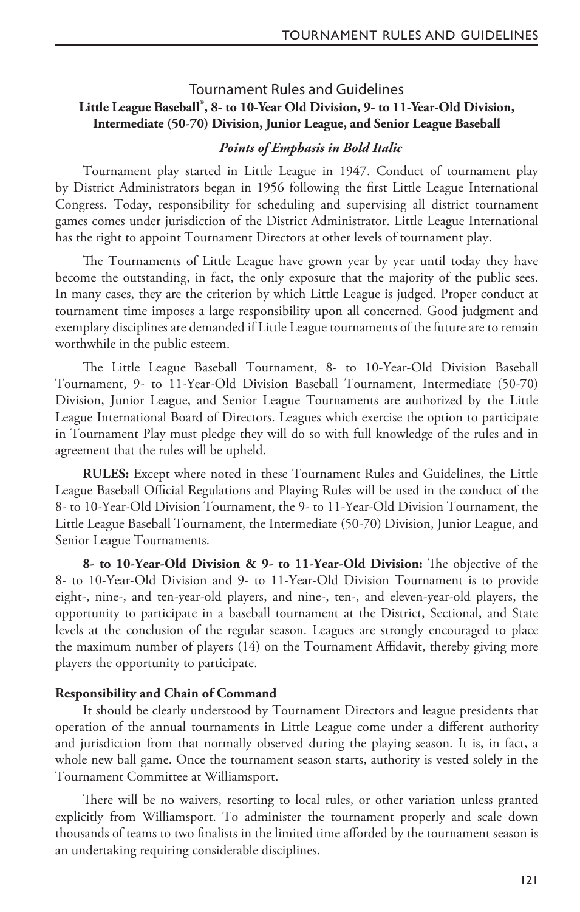## Tournament Rules and Guidelines

### Little League Baseball®, 8- to 10-Year Old Division, 9- to 11-Year-Old Division, Intermediate (50-70) Division, Junior League, and Senior League Baseball

***Points of Emphasis in Bold Italic***

Tournament play started in Little League in 1947. Conduct of tournament play by District Administrators began in 1956 following the first Little League International Congress. Today, responsibility for scheduling and supervising all district tournament games comes under jurisdiction of the District Administrator. Little League International has the right to appoint Tournament Directors at other levels of tournament play.

The Tournaments of Little League have grown year by year until today they have become the outstanding, in fact, the only exposure that the majority of the public sees. In many cases, they are the criterion by which Little League is judged. Proper conduct at tournament time imposes a large responsibility upon all concerned. Good judgment and exemplary disciplines are demanded if Little League tournaments of the future are to remain worthwhile in the public esteem.

The Little League Baseball Tournament, 8- to 10-Year-Old Division Baseball Tournament, 9- to 11-Year-Old Division Baseball Tournament, Intermediate (50-70) Division, Junior League, and Senior League Tournaments are authorized by the Little League International Board of Directors. Leagues which exercise the option to participate in Tournament Play must pledge they will do so with full knowledge of the rules and in agreement that the rules will be upheld.

**RULES:** Except where noted in these Tournament Rules and Guidelines, the Little League Baseball Official Regulations and Playing Rules will be used in the conduct of the 8- to 10-Year-Old Division Tournament, the 9- to 11-Year-Old Division Tournament, the Little League Baseball Tournament, the Intermediate (50-70) Division, Junior League, and Senior League Tournaments.

**8- to 10-Year-Old Division & 9- to 11-Year-Old Division:** The objective of the 8- to 10-Year-Old Division and 9- to 11-Year-Old Division Tournament is to provide eight-, nine-, and ten-year-old players, and nine-, ten-, and eleven-year-old players, the opportunity to participate in a baseball tournament at the District, Sectional, and State levels at the conclusion of the regular season. Leagues are strongly encouraged to place the maximum number of players (14) on the Tournament Affidavit, thereby giving more players the opportunity to participate.

**Responsibility and Chain of Command**

It should be clearly understood by Tournament Directors and league presidents that operation of the annual tournaments in Little League come under a different authority and jurisdiction from that normally observed during the playing season. It is, in fact, a whole new ball game. Once the tournament season starts, authority is vested solely in the Tournament Committee at Williamsport.

There will be no waivers, resorting to local rules, or other variation unless granted explicitly from Williamsport. To administer the tournament properly and scale down thousands of teams to two finalists in the limited time afforded by the tournament season is an undertaking requiring considerable disciplines.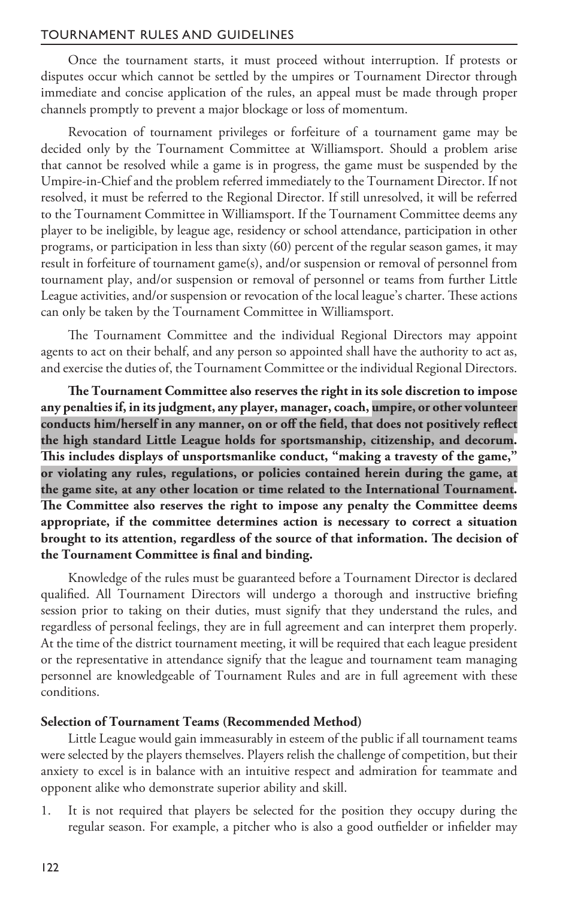Once the tournament starts, it must proceed without interruption. If protests or disputes occur which cannot be settled by the umpires or Tournament Director through immediate and concise application of the rules, an appeal must be made through proper channels promptly to prevent a major blockage or loss of momentum.

Revocation of tournament privileges or forfeiture of a tournament game may be decided only by the Tournament Committee at Williamsport. Should a problem arise that cannot be resolved while a game is in progress, the game must be suspended by the Umpire-in-Chief and the problem referred immediately to the Tournament Director. If not resolved, it must be referred to the Regional Director. If still unresolved, it will be referred to the Tournament Committee in Williamsport. If the Tournament Committee deems any player to be ineligible, by league age, residency or school attendance, participation in other programs, or participation in less than sixty (60) percent of the regular season games, it may result in forfeiture of tournament game(s), and/or suspension or removal of personnel from tournament play, and/or suspension or removal of personnel or teams from further Little League activities, and/or suspension or revocation of the local league's charter. These actions can only be taken by the Tournament Committee in Williamsport.

The Tournament Committee and the individual Regional Directors may appoint agents to act on their behalf, and any person so appointed shall have the authority to act as, and exercise the duties of, the Tournament Committee or the individual Regional Directors.

**The Tournament Committee also reserves the right in its sole discretion to impose any penalties if, in its judgment, any player, manager, coach, umpire, or other volunteer conducts him/herself in any manner, on or off the field, that does not positively reflect the high standard Little League holds for sportsmanship, citizenship, and decorum. This includes displays of unsportsmanlike conduct, "making a travesty of the game," or violating any rules, regulations, or policies contained herein during the game, at the game site, at any other location or time related to the International Tournament. The Committee also reserves the right to impose any penalty the Committee deems appropriate, if the committee determines action is necessary to correct a situation brought to its attention, regardless of the source of that information. The decision of the Tournament Committee is final and binding.**

Knowledge of the rules must be guaranteed before a Tournament Director is declared qualified. All Tournament Directors will undergo a thorough and instructive briefing session prior to taking on their duties, must signify that they understand the rules, and regardless of personal feelings, they are in full agreement and can interpret them properly. At the time of the district tournament meeting, it will be required that each league president or the representative in attendance signify that the league and tournament team managing personnel are knowledgeable of Tournament Rules and are in full agreement with these conditions.

**Selection of Tournament Teams (Recommended Method)**

Little League would gain immeasurably in esteem of the public if all tournament teams were selected by the players themselves. Players relish the challenge of competition, but their anxiety to excel is in balance with an intuitive respect and admiration for teammate and opponent alike who demonstrate superior ability and skill.

1. It is not required that players be selected for the position they occupy during the regular season. For example, a pitcher who is also a good outfielder or infielder may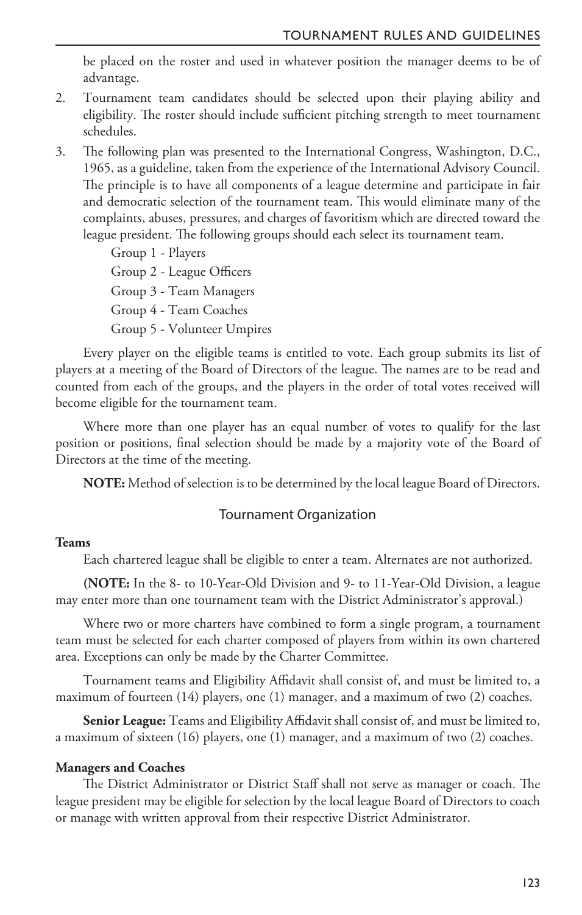be placed on the roster and used in whatever position the manager deems to be of advantage.

2. Tournament team candidates should be selected upon their playing ability and eligibility. The roster should include sufficient pitching strength to meet tournament schedules.
3. The following plan was presented to the International Congress, Washington, D.C., 1965, as a guideline, taken from the experience of the International Advisory Council. The principle is to have all components of a league determine and participate in fair and democratic selection of the tournament team. This would eliminate many of the complaints, abuses, pressures, and charges of favoritism which are directed toward the league president. The following groups should each select its tournament team.

   Group 1 - Players

   Group 2 - League Officers

   Group 3 - Team Managers

   Group 4 - Team Coaches

   Group 5 - Volunteer Umpires

Every player on the eligible teams is entitled to vote. Each group submits its list of players at a meeting of the Board of Directors of the league. The names are to be read and counted from each of the groups, and the players in the order of total votes received will become eligible for the tournament team.

Where more than one player has an equal number of votes to qualify for the last position or positions, final selection should be made by a majority vote of the Board of Directors at the time of the meeting.

**NOTE:** Method of selection is to be determined by the local league Board of Directors.

## Tournament Organization

**Teams**

Each chartered league shall be eligible to enter a team. Alternates are not authorized.

**(NOTE:** In the 8- to 10-Year-Old Division and 9- to 11-Year-Old Division, a league may enter more than one tournament team with the District Administrator's approval.)

Where two or more charters have combined to form a single program, a tournament team must be selected for each charter composed of players from within its own chartered area. Exceptions can only be made by the Charter Committee.

Tournament teams and Eligibility Affidavit shall consist of, and must be limited to, a maximum of fourteen (14) players, one (1) manager, and a maximum of two (2) coaches.

**Senior League:** Teams and Eligibility Affidavit shall consist of, and must be limited to, a maximum of sixteen (16) players, one (1) manager, and a maximum of two (2) coaches.

**Managers and Coaches**

The District Administrator or District Staff shall not serve as manager or coach. The league president may be eligible for selection by the local league Board of Directors to coach or manage with written approval from their respective District Administrator.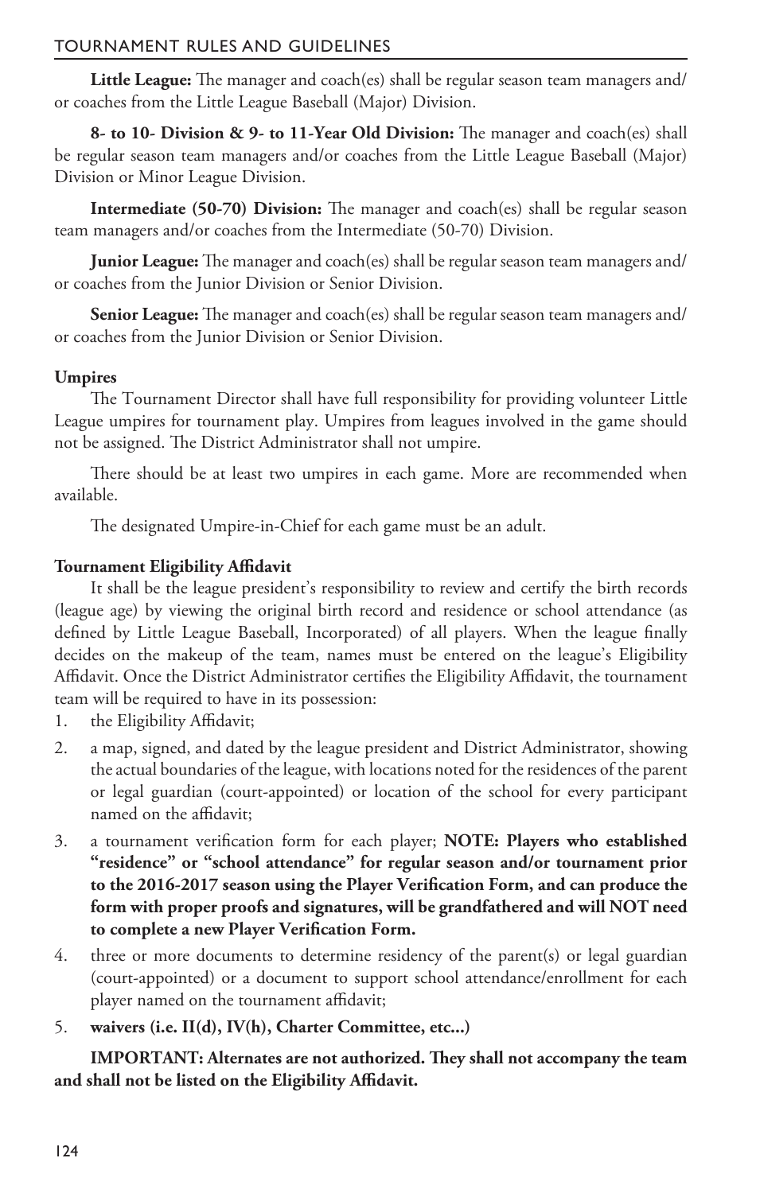**Little League:** The manager and coach(es) shall be regular season team managers and/or coaches from the Little League Baseball (Major) Division.

**8- to 10- Division & 9- to 11-Year Old Division:** The manager and coach(es) shall be regular season team managers and/or coaches from the Little League Baseball (Major) Division or Minor League Division.

**Intermediate (50-70) Division:** The manager and coach(es) shall be regular season team managers and/or coaches from the Intermediate (50-70) Division.

**Junior League:** The manager and coach(es) shall be regular season team managers and/or coaches from the Junior Division or Senior Division.

**Senior League:** The manager and coach(es) shall be regular season team managers and/or coaches from the Junior Division or Senior Division.

**Umpires**

The Tournament Director shall have full responsibility for providing volunteer Little League umpires for tournament play. Umpires from leagues involved in the game should not be assigned. The District Administrator shall not umpire.

There should be at least two umpires in each game. More are recommended when available.

The designated Umpire-in-Chief for each game must be an adult.

**Tournament Eligibility Affidavit**

It shall be the league president's responsibility to review and certify the birth records (league age) by viewing the original birth record and residence or school attendance (as defined by Little League Baseball, Incorporated) of all players. When the league finally decides on the makeup of the team, names must be entered on the league's Eligibility Affidavit. Once the District Administrator certifies the Eligibility Affidavit, the tournament team will be required to have in its possession:

1. the Eligibility Affidavit;
2. a map, signed, and dated by the league president and District Administrator, showing the actual boundaries of the league, with locations noted for the residences of the parent or legal guardian (court-appointed) or location of the school for every participant named on the affidavit;
3. a tournament verification form for each player; **NOTE: Players who established "residence" or "school attendance" for regular season and/or tournament prior to the 2016-2017 season using the Player Verification Form, and can produce the form with proper proofs and signatures, will be grandfathered and will NOT need to complete a new Player Verification Form.**
4. three or more documents to determine residency of the parent(s) or legal guardian (court-appointed) or a document to support school attendance/enrollment for each player named on the tournament affidavit;
5. **waivers (i.e. II(d), IV(h), Charter Committee, etc...)**

**IMPORTANT: Alternates are not authorized. They shall not accompany the team and shall not be listed on the Eligibility Affidavit.**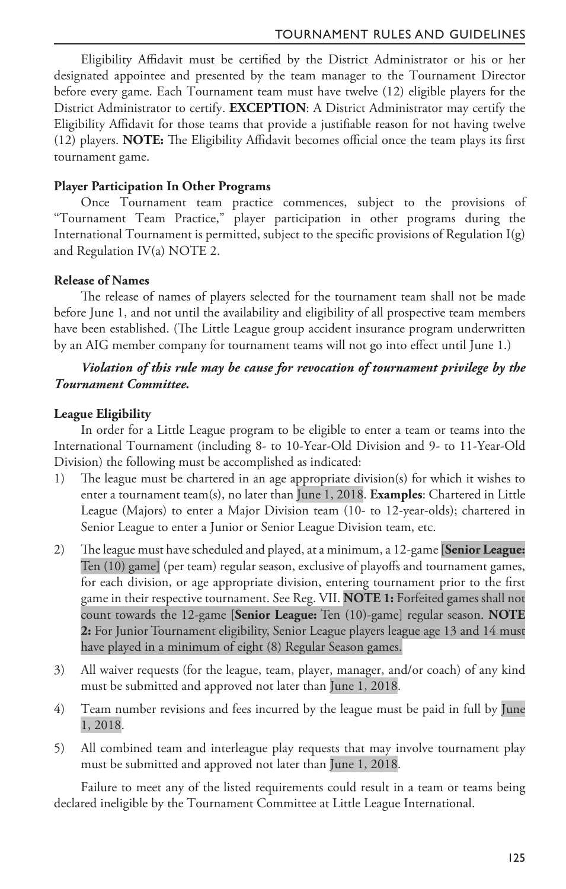Eligibility Affidavit must be certified by the District Administrator or his or her designated appointee and presented by the team manager to the Tournament Director before every game. Each Tournament team must have twelve (12) eligible players for the District Administrator to certify. **EXCEPTION**: A District Administrator may certify the Eligibility Affidavit for those teams that provide a justifiable reason for not having twelve (12) players. **NOTE:** The Eligibility Affidavit becomes official once the team plays its first tournament game.

**Player Participation In Other Programs**

Once Tournament team practice commences, subject to the provisions of "Tournament Team Practice," player participation in other programs during the International Tournament is permitted, subject to the specific provisions of Regulation I(g) and Regulation IV(a) NOTE 2.

**Release of Names**

The release of names of players selected for the tournament team shall not be made before June 1, and not until the availability and eligibility of all prospective team members have been established. (The Little League group accident insurance program underwritten by an AIG member company for tournament teams will not go into effect until June 1.)

***Violation of this rule may be cause for revocation of tournament privilege by the Tournament Committee.***

**League Eligibility**

In order for a Little League program to be eligible to enter a team or teams into the International Tournament (including 8- to 10-Year-Old Division and 9- to 11-Year-Old Division) the following must be accomplished as indicated:

1) The league must be chartered in an age appropriate division(s) for which it wishes to enter a tournament team(s), no later than June 1, 2018. **Examples**: Chartered in Little League (Majors) to enter a Major Division team (10- to 12-year-olds); chartered in Senior League to enter a Junior or Senior League Division team, etc.

2) The league must have scheduled and played, at a minimum, a 12-game [**Senior League:** Ten (10) game] (per team) regular season, exclusive of playoffs and tournament games, for each division, or age appropriate division, entering tournament prior to the first game in their respective tournament. See Reg. VII. **NOTE 1:** Forfeited games shall not count towards the 12-game [**Senior League:** Ten (10)-game] regular season. **NOTE 2:** For Junior Tournament eligibility, Senior League players league age 13 and 14 must have played in a minimum of eight (8) Regular Season games.

3) All waiver requests (for the league, team, player, manager, and/or coach) of any kind must be submitted and approved not later than June 1, 2018.

4) Team number revisions and fees incurred by the league must be paid in full by June 1, 2018.

5) All combined team and interleague play requests that may involve tournament play must be submitted and approved not later than June 1, 2018.

Failure to meet any of the listed requirements could result in a team or teams being declared ineligible by the Tournament Committee at Little League International.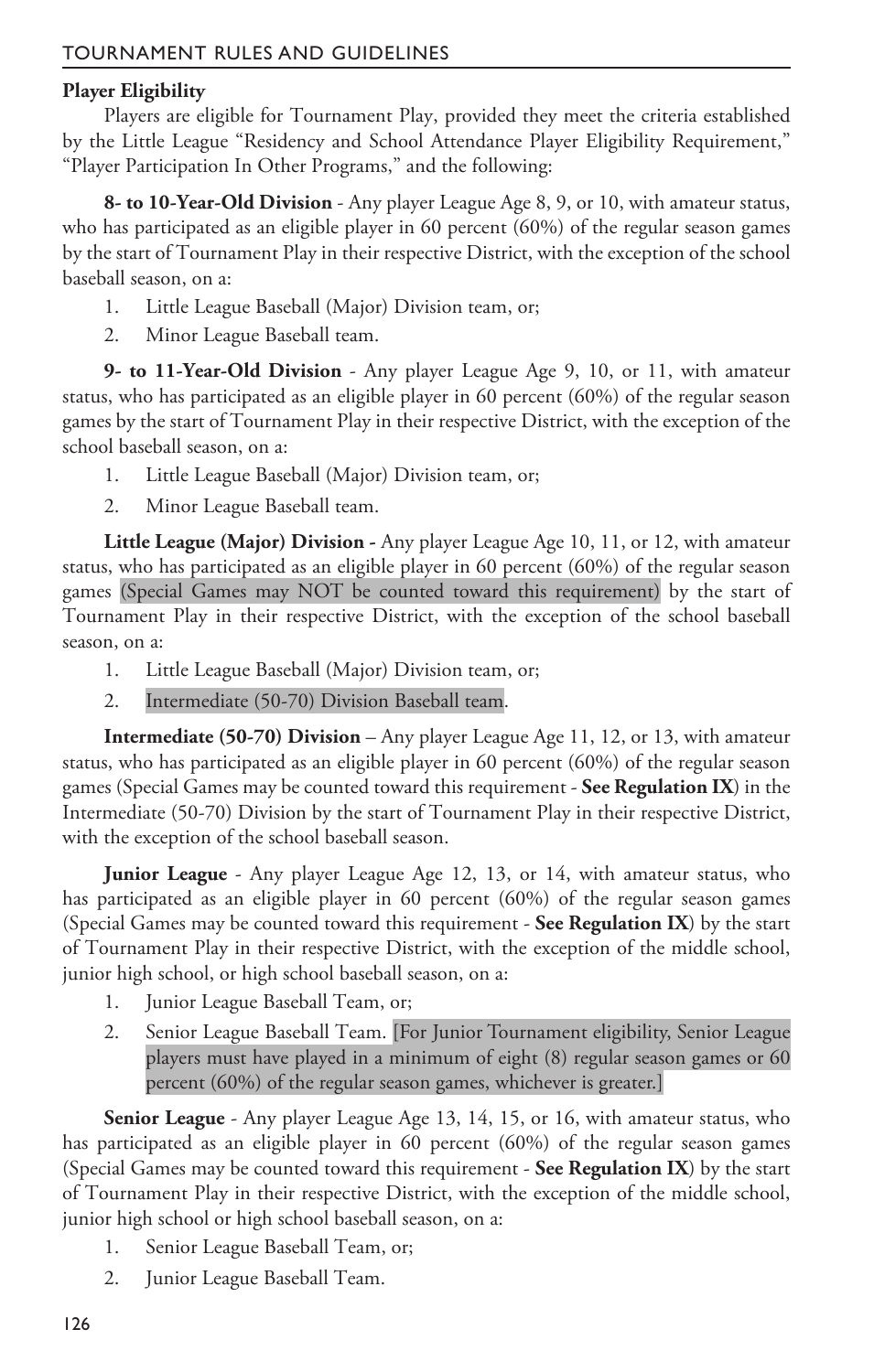**Player Eligibility**

Players are eligible for Tournament Play, provided they meet the criteria established by the Little League "Residency and School Attendance Player Eligibility Requirement," "Player Participation In Other Programs," and the following:

**8- to 10-Year-Old Division** - Any player League Age 8, 9, or 10, with amateur status, who has participated as an eligible player in 60 percent (60%) of the regular season games by the start of Tournament Play in their respective District, with the exception of the school baseball season, on a:

1. Little League Baseball (Major) Division team, or;
2. Minor League Baseball team.

**9- to 11-Year-Old Division** - Any player League Age 9, 10, or 11, with amateur status, who has participated as an eligible player in 60 percent (60%) of the regular season games by the start of Tournament Play in their respective District, with the exception of the school baseball season, on a:

1. Little League Baseball (Major) Division team, or;
2. Minor League Baseball team.

**Little League (Major) Division -** Any player League Age 10, 11, or 12, with amateur status, who has participated as an eligible player in 60 percent (60%) of the regular season games (Special Games may NOT be counted toward this requirement) by the start of Tournament Play in their respective District, with the exception of the school baseball season, on a:

1. Little League Baseball (Major) Division team, or;
2. Intermediate (50-70) Division Baseball team.

**Intermediate (50-70) Division** – Any player League Age 11, 12, or 13, with amateur status, who has participated as an eligible player in 60 percent (60%) of the regular season games (Special Games may be counted toward this requirement - **See Regulation IX**) in the Intermediate (50-70) Division by the start of Tournament Play in their respective District, with the exception of the school baseball season.

**Junior League** - Any player League Age 12, 13, or 14, with amateur status, who has participated as an eligible player in 60 percent (60%) of the regular season games (Special Games may be counted toward this requirement - **See Regulation IX**) by the start of Tournament Play in their respective District, with the exception of the middle school, junior high school, or high school baseball season, on a:

1. Junior League Baseball Team, or;
2. Senior League Baseball Team. [For Junior Tournament eligibility, Senior League players must have played in a minimum of eight (8) regular season games or 60 percent (60%) of the regular season games, whichever is greater.]

**Senior League** - Any player League Age 13, 14, 15, or 16, with amateur status, who has participated as an eligible player in 60 percent (60%) of the regular season games (Special Games may be counted toward this requirement - **See Regulation IX**) by the start of Tournament Play in their respective District, with the exception of the middle school, junior high school or high school baseball season, on a:

1. Senior League Baseball Team, or;
2. Junior League Baseball Team.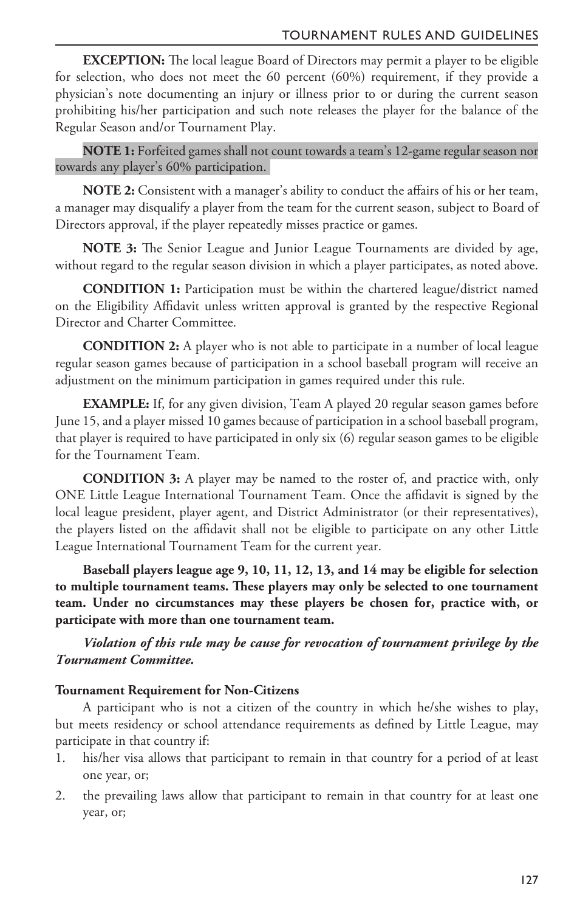**EXCEPTION:** The local league Board of Directors may permit a player to be eligible for selection, who does not meet the 60 percent (60%) requirement, if they provide a physician's note documenting an injury or illness prior to or during the current season prohibiting his/her participation and such note releases the player for the balance of the Regular Season and/or Tournament Play.

**NOTE 1:** Forfeited games shall not count towards a team's 12-game regular season nor towards any player's 60% participation.

**NOTE 2:** Consistent with a manager's ability to conduct the affairs of his or her team, a manager may disqualify a player from the team for the current season, subject to Board of Directors approval, if the player repeatedly misses practice or games.

**NOTE 3:** The Senior League and Junior League Tournaments are divided by age, without regard to the regular season division in which a player participates, as noted above.

**CONDITION 1:** Participation must be within the chartered league/district named on the Eligibility Affidavit unless written approval is granted by the respective Regional Director and Charter Committee.

**CONDITION 2:** A player who is not able to participate in a number of local league regular season games because of participation in a school baseball program will receive an adjustment on the minimum participation in games required under this rule.

**EXAMPLE:** If, for any given division, Team A played 20 regular season games before June 15, and a player missed 10 games because of participation in a school baseball program, that player is required to have participated in only six (6) regular season games to be eligible for the Tournament Team.

**CONDITION 3:** A player may be named to the roster of, and practice with, only ONE Little League International Tournament Team. Once the affidavit is signed by the local league president, player agent, and District Administrator (or their representatives), the players listed on the affidavit shall not be eligible to participate on any other Little League International Tournament Team for the current year.

**Baseball players league age 9, 10, 11, 12, 13, and 14 may be eligible for selection to multiple tournament teams. These players may only be selected to one tournament team. Under no circumstances may these players be chosen for, practice with, or participate with more than one tournament team.**

***Violation of this rule may be cause for revocation of tournament privilege by the Tournament Committee.***

**Tournament Requirement for Non-Citizens**

A participant who is not a citizen of the country in which he/she wishes to play, but meets residency or school attendance requirements as defined by Little League, may participate in that country if:

1. his/her visa allows that participant to remain in that country for a period of at least one year, or;
2. the prevailing laws allow that participant to remain in that country for at least one year, or;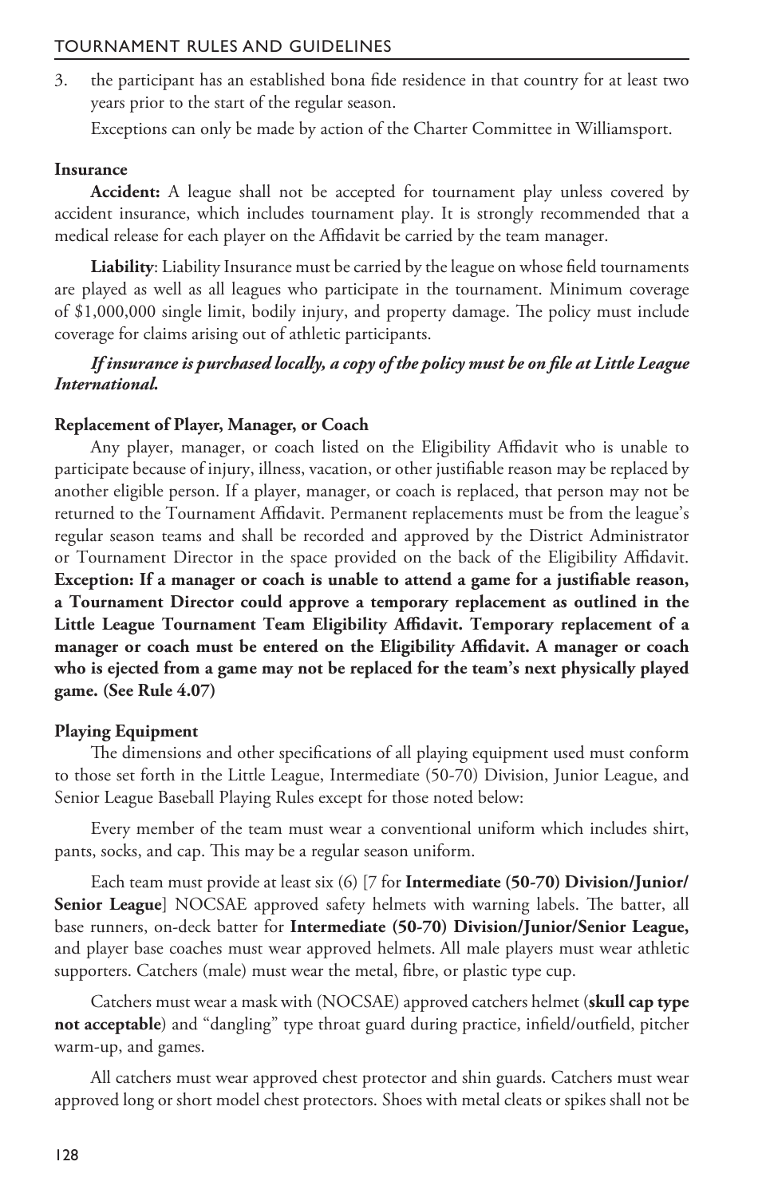3. the participant has an established bona fide residence in that country for at least two years prior to the start of the regular season.

   Exceptions can only be made by action of the Charter Committee in Williamsport.

### Insurance

**Accident:** A league shall not be accepted for tournament play unless covered by accident insurance, which includes tournament play. It is strongly recommended that a medical release for each player on the Affidavit be carried by the team manager.

**Liability**: Liability Insurance must be carried by the league on whose field tournaments are played as well as all leagues who participate in the tournament. Minimum coverage of $1,000,000 single limit, bodily injury, and property damage. The policy must include coverage for claims arising out of athletic participants.

***If insurance is purchased locally, a copy of the policy must be on file at Little League International.***

### Replacement of Player, Manager, or Coach

Any player, manager, or coach listed on the Eligibility Affidavit who is unable to participate because of injury, illness, vacation, or other justifiable reason may be replaced by another eligible person. If a player, manager, or coach is replaced, that person may not be returned to the Tournament Affidavit. Permanent replacements must be from the league's regular season teams and shall be recorded and approved by the District Administrator or Tournament Director in the space provided on the back of the Eligibility Affidavit. **Exception: If a manager or coach is unable to attend a game for a justifiable reason, a Tournament Director could approve a temporary replacement as outlined in the Little League Tournament Team Eligibility Affidavit. Temporary replacement of a manager or coach must be entered on the Eligibility Affidavit. A manager or coach who is ejected from a game may not be replaced for the team's next physically played game. (See Rule 4.07)**

### Playing Equipment

The dimensions and other specifications of all playing equipment used must conform to those set forth in the Little League, Intermediate (50-70) Division, Junior League, and Senior League Baseball Playing Rules except for those noted below:

Every member of the team must wear a conventional uniform which includes shirt, pants, socks, and cap. This may be a regular season uniform.

Each team must provide at least six (6) [7 for **Intermediate (50-70) Division/Junior/Senior League**] NOCSAE approved safety helmets with warning labels. The batter, all base runners, on-deck batter for **Intermediate (50-70) Division/Junior/Senior League,** and player base coaches must wear approved helmets. All male players must wear athletic supporters. Catchers (male) must wear the metal, fibre, or plastic type cup.

Catchers must wear a mask with (NOCSAE) approved catchers helmet (**skull cap type not acceptable**) and "dangling" type throat guard during practice, infield/outfield, pitcher warm-up, and games.

All catchers must wear approved chest protector and shin guards. Catchers must wear approved long or short model chest protectors. Shoes with metal cleats or spikes shall not be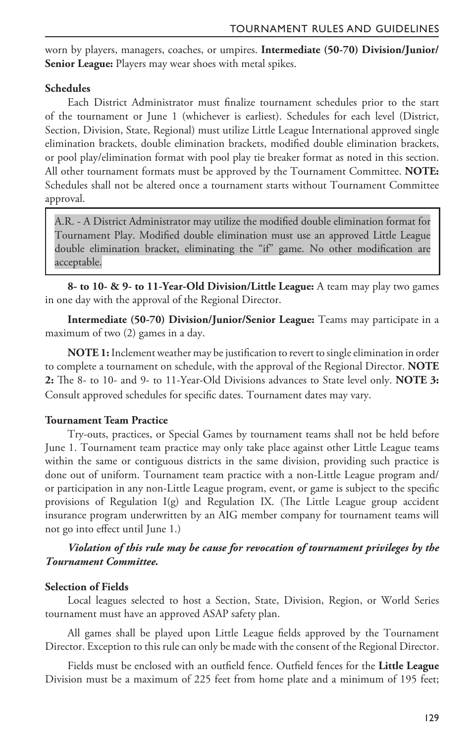worn by players, managers, coaches, or umpires. **Intermediate (50-70) Division/Junior/ Senior League:** Players may wear shoes with metal spikes.

**Schedules**

Each District Administrator must finalize tournament schedules prior to the start of the tournament or June 1 (whichever is earliest). Schedules for each level (District, Section, Division, State, Regional) must utilize Little League International approved single elimination brackets, double elimination brackets, modified double elimination brackets, or pool play/elimination format with pool play tie breaker format as noted in this section. All other tournament formats must be approved by the Tournament Committee. **NOTE:** Schedules shall not be altered once a tournament starts without Tournament Committee approval.

> A.R. - A District Administrator may utilize the modified double elimination format for Tournament Play. Modified double elimination must use an approved Little League double elimination bracket, eliminating the "if" game. No other modification are acceptable.

**8- to 10- & 9- to 11-Year-Old Division/Little League:** A team may play two games in one day with the approval of the Regional Director.

**Intermediate (50-70) Division/Junior/Senior League:** Teams may participate in a maximum of two (2) games in a day.

**NOTE 1:** Inclement weather may be justification to revert to single elimination in order to complete a tournament on schedule, with the approval of the Regional Director. **NOTE 2:** The 8- to 10- and 9- to 11-Year-Old Divisions advances to State level only. **NOTE 3:** Consult approved schedules for specific dates. Tournament dates may vary.

**Tournament Team Practice**

Try-outs, practices, or Special Games by tournament teams shall not be held before June 1. Tournament team practice may only take place against other Little League teams within the same or contiguous districts in the same division, providing such practice is done out of uniform. Tournament team practice with a non-Little League program and/ or participation in any non-Little League program, event, or game is subject to the specific provisions of Regulation I(g) and Regulation IX. (The Little League group accident insurance program underwritten by an AIG member company for tournament teams will not go into effect until June 1.)

***Violation of this rule may be cause for revocation of tournament privileges by the Tournament Committee.***

**Selection of Fields**

Local leagues selected to host a Section, State, Division, Region, or World Series tournament must have an approved ASAP safety plan.

All games shall be played upon Little League fields approved by the Tournament Director. Exception to this rule can only be made with the consent of the Regional Director.

Fields must be enclosed with an outfield fence. Outfield fences for the **Little League** Division must be a maximum of 225 feet from home plate and a minimum of 195 feet;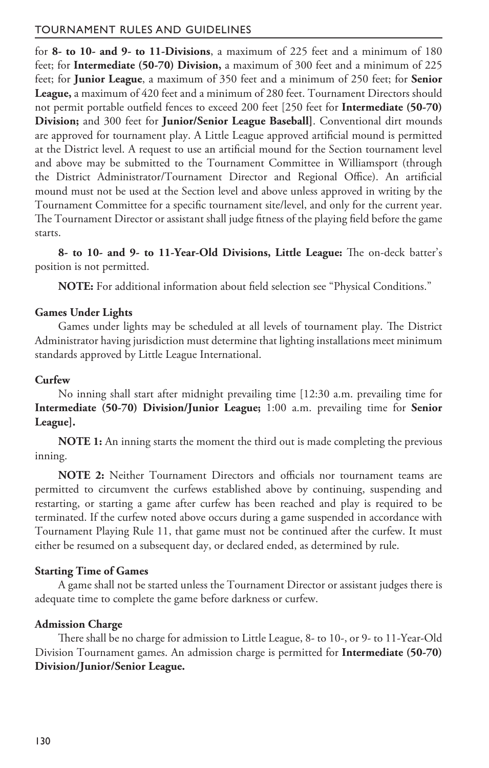for **8- to 10- and 9- to 11-Divisions**, a maximum of 225 feet and a minimum of 180 feet; for **Intermediate (50-70) Division,** a maximum of 300 feet and a minimum of 225 feet; for **Junior League**, a maximum of 350 feet and a minimum of 250 feet; for **Senior League,** a maximum of 420 feet and a minimum of 280 feet. Tournament Directors should not permit portable outfield fences to exceed 200 feet [250 feet for **Intermediate (50-70) Division;** and 300 feet for **Junior/Senior League Baseball**]. Conventional dirt mounds are approved for tournament play. A Little League approved artificial mound is permitted at the District level. A request to use an artificial mound for the Section tournament level and above may be submitted to the Tournament Committee in Williamsport (through the District Administrator/Tournament Director and Regional Office). An artificial mound must not be used at the Section level and above unless approved in writing by the Tournament Committee for a specific tournament site/level, and only for the current year. The Tournament Director or assistant shall judge fitness of the playing field before the game starts.

**8- to 10- and 9- to 11-Year-Old Divisions, Little League:** The on-deck batter's position is not permitted.

**NOTE:** For additional information about field selection see "Physical Conditions."

**Games Under Lights**

Games under lights may be scheduled at all levels of tournament play. The District Administrator having jurisdiction must determine that lighting installations meet minimum standards approved by Little League International.

**Curfew**

No inning shall start after midnight prevailing time [12:30 a.m. prevailing time for **Intermediate (50-70) Division/Junior League;** 1:00 a.m. prevailing time for **Senior League**].

**NOTE 1:** An inning starts the moment the third out is made completing the previous inning.

**NOTE 2:** Neither Tournament Directors and officials nor tournament teams are permitted to circumvent the curfews established above by continuing, suspending and restarting, or starting a game after curfew has been reached and play is required to be terminated. If the curfew noted above occurs during a game suspended in accordance with Tournament Playing Rule 11, that game must not be continued after the curfew. It must either be resumed on a subsequent day, or declared ended, as determined by rule.

**Starting Time of Games**

A game shall not be started unless the Tournament Director or assistant judges there is adequate time to complete the game before darkness or curfew.

**Admission Charge**

There shall be no charge for admission to Little League, 8- to 10-, or 9- to 11-Year-Old Division Tournament games. An admission charge is permitted for **Intermediate (50-70) Division/Junior/Senior League.**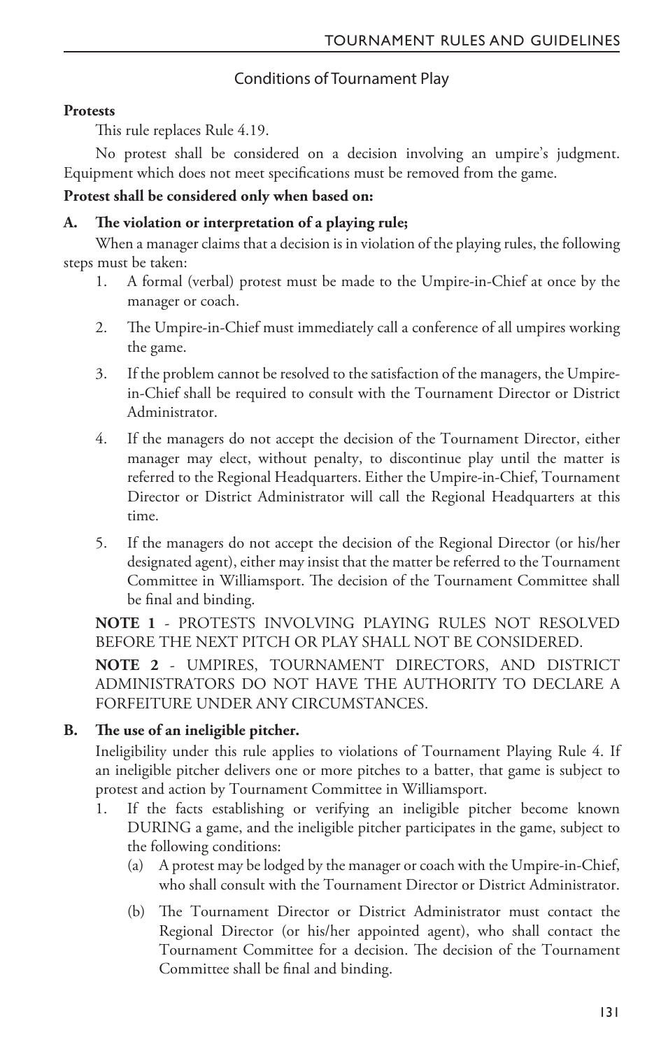## Conditions of Tournament Play

**Protests**

This rule replaces Rule 4.19.

No protest shall be considered on a decision involving an umpire's judgment. Equipment which does not meet specifications must be removed from the game.

**Protest shall be considered only when based on:**

**A. The violation or interpretation of a playing rule;**

When a manager claims that a decision is in violation of the playing rules, the following steps must be taken:

1. A formal (verbal) protest must be made to the Umpire-in-Chief at once by the manager or coach.
2. The Umpire-in-Chief must immediately call a conference of all umpires working the game.
3. If the problem cannot be resolved to the satisfaction of the managers, the Umpire-in-Chief shall be required to consult with the Tournament Director or District Administrator.
4. If the managers do not accept the decision of the Tournament Director, either manager may elect, without penalty, to discontinue play until the matter is referred to the Regional Headquarters. Either the Umpire-in-Chief, Tournament Director or District Administrator will call the Regional Headquarters at this time.
5. If the managers do not accept the decision of the Regional Director (or his/her designated agent), either may insist that the matter be referred to the Tournament Committee in Williamsport. The decision of the Tournament Committee shall be final and binding.

**NOTE 1** - PROTESTS INVOLVING PLAYING RULES NOT RESOLVED BEFORE THE NEXT PITCH OR PLAY SHALL NOT BE CONSIDERED.

**NOTE 2** - UMPIRES, TOURNAMENT DIRECTORS, AND DISTRICT ADMINISTRATORS DO NOT HAVE THE AUTHORITY TO DECLARE A FORFEITURE UNDER ANY CIRCUMSTANCES.

**B. The use of an ineligible pitcher.**

Ineligibility under this rule applies to violations of Tournament Playing Rule 4. If an ineligible pitcher delivers one or more pitches to a batter, that game is subject to protest and action by Tournament Committee in Williamsport.

1. If the facts establishing or verifying an ineligible pitcher become known DURING a game, and the ineligible pitcher participates in the game, subject to the following conditions:
   - (a) A protest may be lodged by the manager or coach with the Umpire-in-Chief, who shall consult with the Tournament Director or District Administrator.
   - (b) The Tournament Director or District Administrator must contact the Regional Director (or his/her appointed agent), who shall contact the Tournament Committee for a decision. The decision of the Tournament Committee shall be final and binding.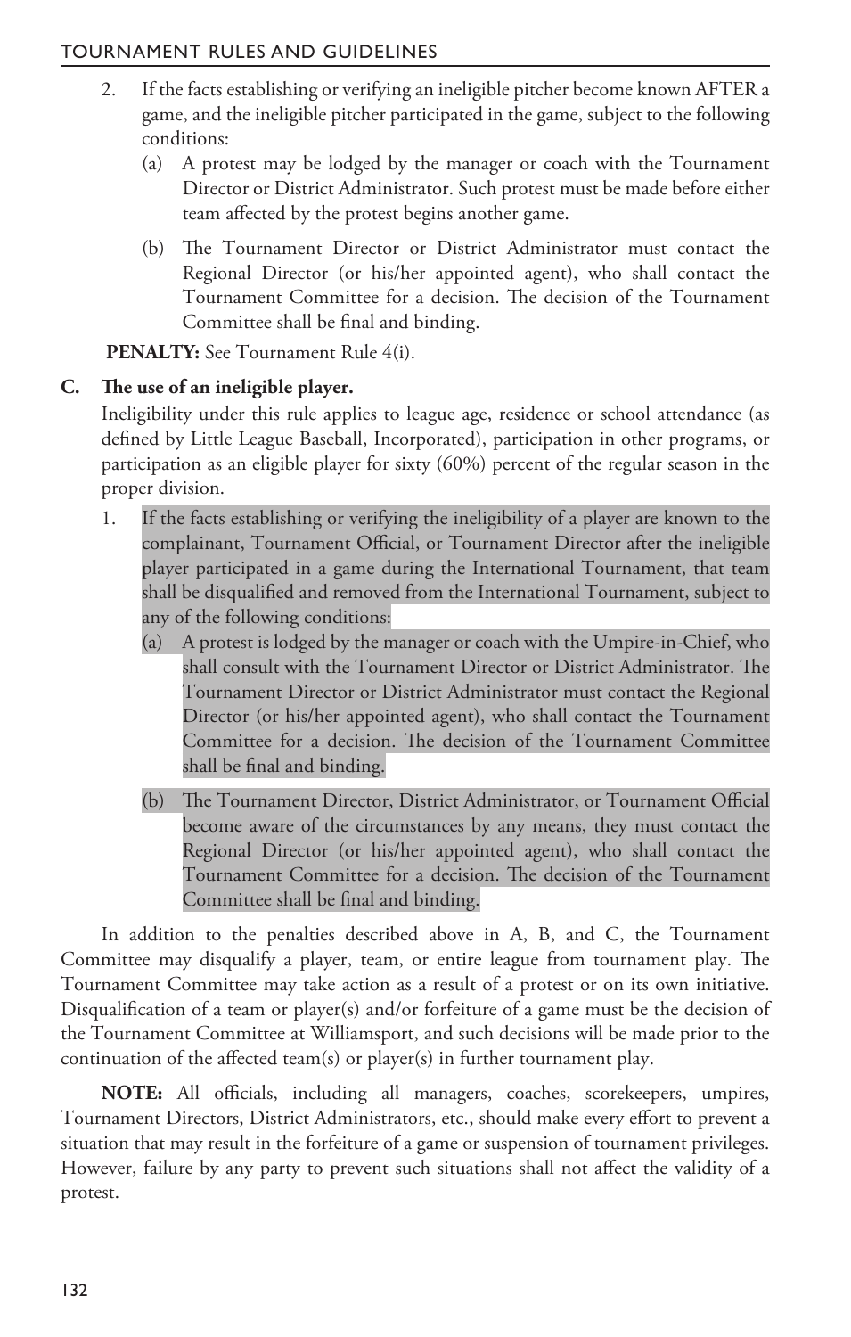2. If the facts establishing or verifying an ineligible pitcher become known AFTER a game, and the ineligible pitcher participated in the game, subject to the following conditions:
   - (a) A protest may be lodged by the manager or coach with the Tournament Director or District Administrator. Such protest must be made before either team affected by the protest begins another game.
   - (b) The Tournament Director or District Administrator must contact the Regional Director (or his/her appointed agent), who shall contact the Tournament Committee for a decision. The decision of the Tournament Committee shall be final and binding.

**PENALTY:** See Tournament Rule 4(i).

**C. The use of an ineligible player.**

Ineligibility under this rule applies to league age, residence or school attendance (as defined by Little League Baseball, Incorporated), participation in other programs, or participation as an eligible player for sixty (60%) percent of the regular season in the proper division.

1. If the facts establishing or verifying the ineligibility of a player are known to the complainant, Tournament Official, or Tournament Director after the ineligible player participated in a game during the International Tournament, that team shall be disqualified and removed from the International Tournament, subject to any of the following conditions:
   - (a) A protest is lodged by the manager or coach with the Umpire-in-Chief, who shall consult with the Tournament Director or District Administrator. The Tournament Director or District Administrator must contact the Regional Director (or his/her appointed agent), who shall contact the Tournament Committee for a decision. The decision of the Tournament Committee shall be final and binding.
   - (b) The Tournament Director, District Administrator, or Tournament Official become aware of the circumstances by any means, they must contact the Regional Director (or his/her appointed agent), who shall contact the Tournament Committee for a decision. The decision of the Tournament Committee shall be final and binding.

In addition to the penalties described above in A, B, and C, the Tournament Committee may disqualify a player, team, or entire league from tournament play. The Tournament Committee may take action as a result of a protest or on its own initiative. Disqualification of a team or player(s) and/or forfeiture of a game must be the decision of the Tournament Committee at Williamsport, and such decisions will be made prior to the continuation of the affected team(s) or player(s) in further tournament play.

**NOTE:** All officials, including all managers, coaches, scorekeepers, umpires, Tournament Directors, District Administrators, etc., should make every effort to prevent a situation that may result in the forfeiture of a game or suspension of tournament privileges. However, failure by any party to prevent such situations shall not affect the validity of a protest.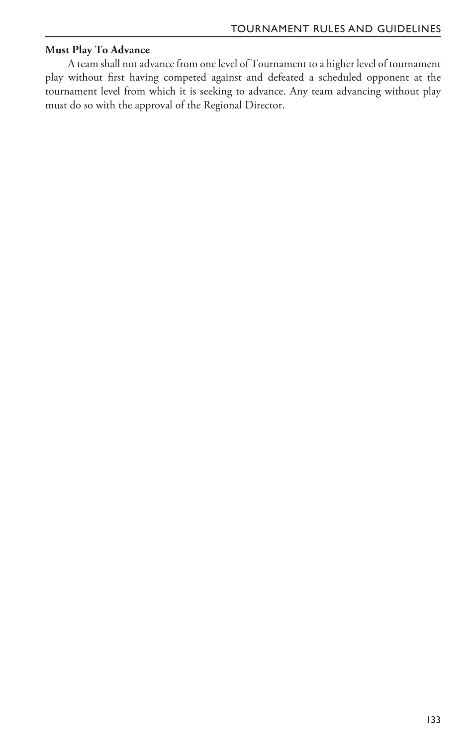**Must Play To Advance**

A team shall not advance from one level of Tournament to a higher level of tournament play without first having competed against and defeated a scheduled opponent at the tournament level from which it is seeking to advance. Any team advancing without play must do so with the approval of the Regional Director.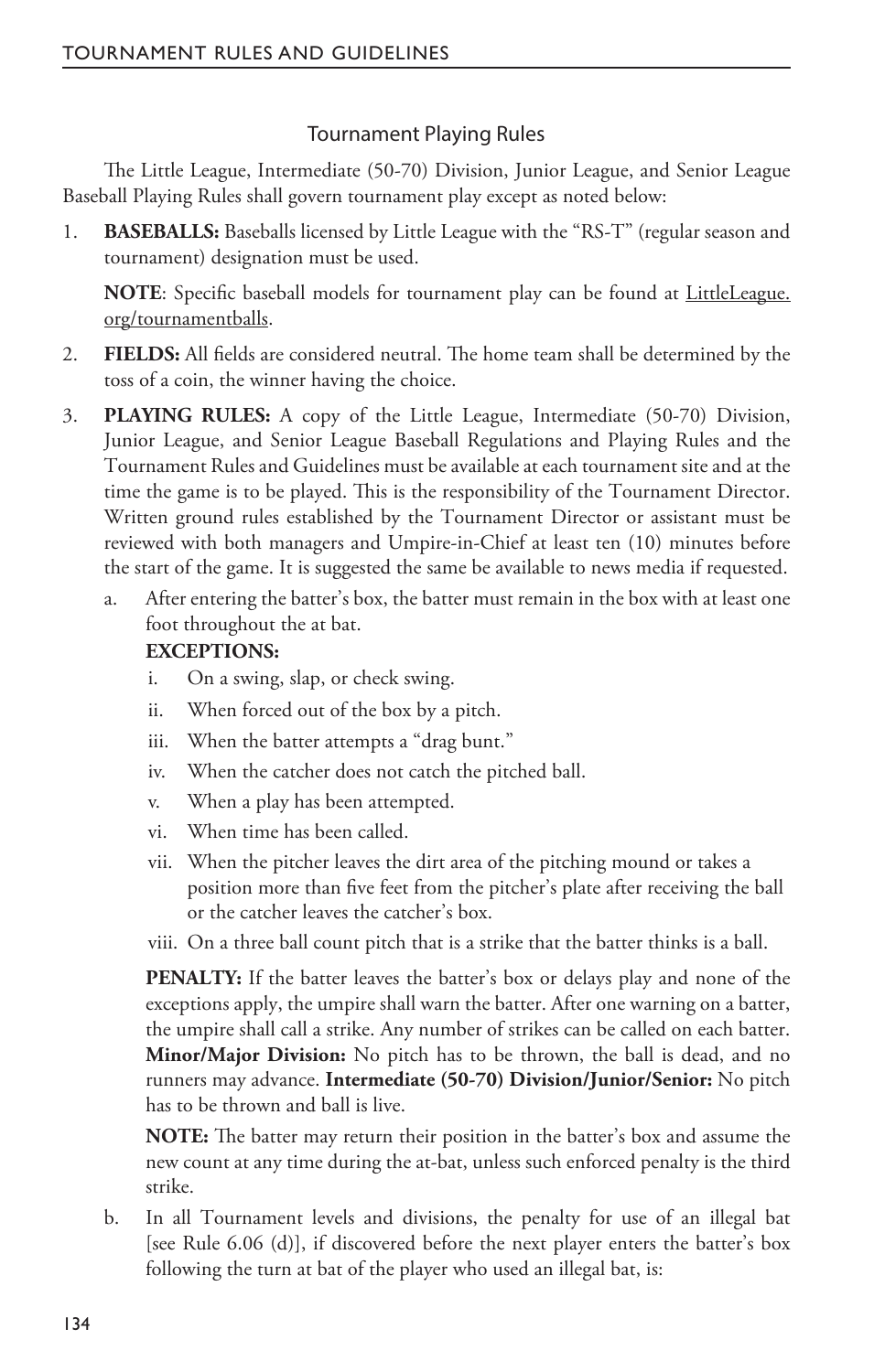## Tournament Playing Rules

The Little League, Intermediate (50-70) Division, Junior League, and Senior League Baseball Playing Rules shall govern tournament play except as noted below:

1. **BASEBALLS:** Baseballs licensed by Little League with the "RS-T" (regular season and tournament) designation must be used.

   **NOTE**: Specific baseball models for tournament play can be found at LittleLeague.org/tournamentballs.

2. **FIELDS:** All fields are considered neutral. The home team shall be determined by the toss of a coin, the winner having the choice.

3. **PLAYING RULES:** A copy of the Little League, Intermediate (50-70) Division, Junior League, and Senior League Baseball Regulations and Playing Rules and the Tournament Rules and Guidelines must be available at each tournament site and at the time the game is to be played. This is the responsibility of the Tournament Director. Written ground rules established by the Tournament Director or assistant must be reviewed with both managers and Umpire-in-Chief at least ten (10) minutes before the start of the game. It is suggested the same be available to news media if requested.

   a. After entering the batter's box, the batter must remain in the box with at least one foot throughout the at bat.

      **EXCEPTIONS:**

      i. On a swing, slap, or check swing.

      ii. When forced out of the box by a pitch.

      iii. When the batter attempts a "drag bunt."

      iv. When the catcher does not catch the pitched ball.

      v. When a play has been attempted.

      vi. When time has been called.

      vii. When the pitcher leaves the dirt area of the pitching mound or takes a position more than five feet from the pitcher's plate after receiving the ball or the catcher leaves the catcher's box.

      viii. On a three ball count pitch that is a strike that the batter thinks is a ball.

      **PENALTY:** If the batter leaves the batter's box or delays play and none of the exceptions apply, the umpire shall warn the batter. After one warning on a batter, the umpire shall call a strike. Any number of strikes can be called on each batter. **Minor/Major Division:** No pitch has to be thrown, the ball is dead, and no runners may advance. **Intermediate (50-70) Division/Junior/Senior:** No pitch has to be thrown and ball is live.

      **NOTE:** The batter may return their position in the batter's box and assume the new count at any time during the at-bat, unless such enforced penalty is the third strike.

   b. In all Tournament levels and divisions, the penalty for use of an illegal bat [see Rule 6.06 (d)], if discovered before the next player enters the batter's box following the turn at bat of the player who used an illegal bat, is: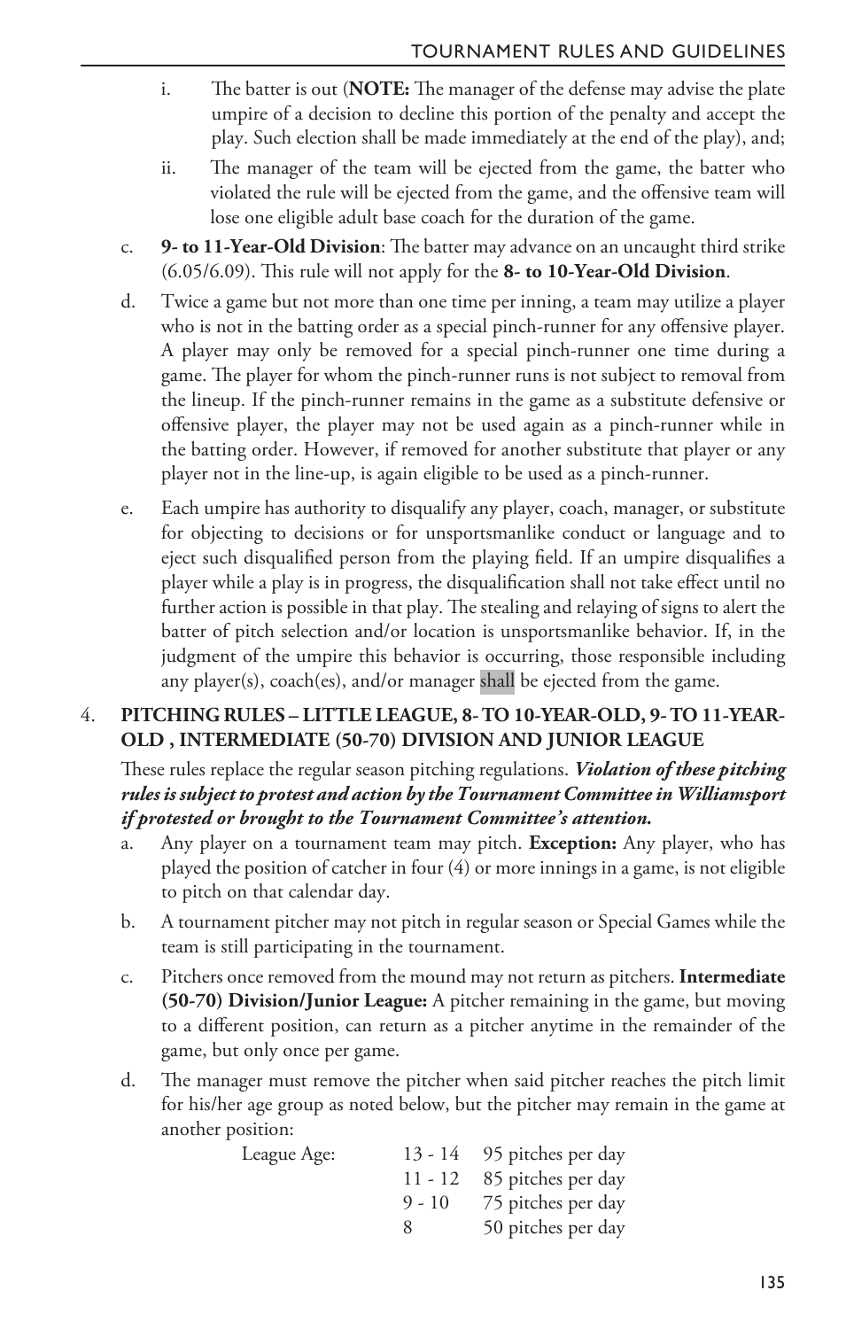i. The batter is out (**NOTE:** The manager of the defense may advise the plate umpire of a decision to decline this portion of the penalty and accept the play. Such election shall be made immediately at the end of the play), and;

   ii. The manager of the team will be ejected from the game, the batter who violated the rule will be ejected from the game, and the offensive team will lose one eligible adult base coach for the duration of the game.

c. **9- to 11-Year-Old Division**: The batter may advance on an uncaught third strike (6.05/6.09). This rule will not apply for the **8- to 10-Year-Old Division**.

d. Twice a game but not more than one time per inning, a team may utilize a player who is not in the batting order as a special pinch-runner for any offensive player. A player may only be removed for a special pinch-runner one time during a game. The player for whom the pinch-runner runs is not subject to removal from the lineup. If the pinch-runner remains in the game as a substitute defensive or offensive player, the player may not be used again as a pinch-runner while in the batting order. However, if removed for another substitute that player or any player not in the line-up, is again eligible to be used as a pinch-runner.

e. Each umpire has authority to disqualify any player, coach, manager, or substitute for objecting to decisions or for unsportsmanlike conduct or language and to eject such disqualified person from the playing field. If an umpire disqualifies a player while a play is in progress, the disqualification shall not take effect until no further action is possible in that play. The stealing and relaying of signs to alert the batter of pitch selection and/or location is unsportsmanlike behavior. If, in the judgment of the umpire this behavior is occurring, those responsible including any player(s), coach(es), and/or manager shall be ejected from the game.

4. **PITCHING RULES – LITTLE LEAGUE, 8- TO 10-YEAR-OLD, 9- TO 11-YEAR-OLD , INTERMEDIATE (50-70) DIVISION AND JUNIOR LEAGUE**

   These rules replace the regular season pitching regulations. ***Violation of these pitching rules is subject to protest and action by the Tournament Committee in Williamsport if protested or brought to the Tournament Committee's attention.***

   a. Any player on a tournament team may pitch. **Exception:** Any player, who has played the position of catcher in four (4) or more innings in a game, is not eligible to pitch on that calendar day.

   b. A tournament pitcher may not pitch in regular season or Special Games while the team is still participating in the tournament.

   c. Pitchers once removed from the mound may not return as pitchers. **Intermediate (50-70) Division/Junior League:** A pitcher remaining in the game, but moving to a different position, can return as a pitcher anytime in the remainder of the game, but only once per game.

   d. The manager must remove the pitcher when said pitcher reaches the pitch limit for his/her age group as noted below, but the pitcher may remain in the game at another position:

| | | |
|---|---|---|
| League Age: | 13 - 14 | 95 pitches per day |
| | 11 - 12 | 85 pitches per day |
| | 9 - 10 | 75 pitches per day |
| | 8 | 50 pitches per day |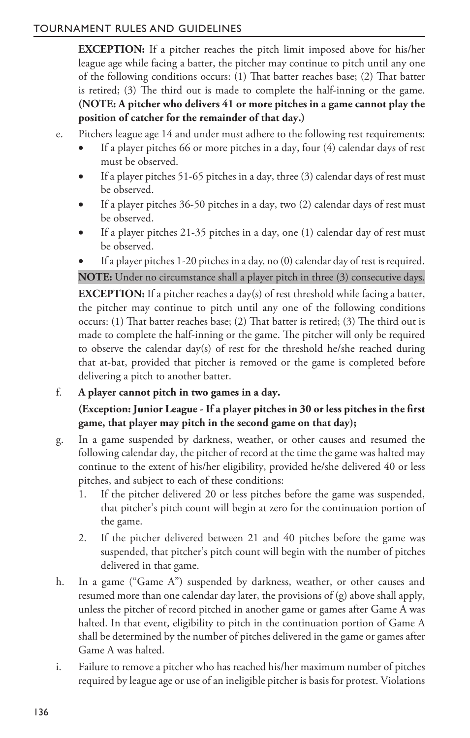**EXCEPTION:** If a pitcher reaches the pitch limit imposed above for his/her league age while facing a batter, the pitcher may continue to pitch until any one of the following conditions occurs: (1) That batter reaches base; (2) That batter is retired; (3) The third out is made to complete the half-inning or the game. **(NOTE: A pitcher who delivers 41 or more pitches in a game cannot play the position of catcher for the remainder of that day.)**

e. Pitchers league age 14 and under must adhere to the following rest requirements:
   - If a player pitches 66 or more pitches in a day, four (4) calendar days of rest must be observed.
   - If a player pitches 51-65 pitches in a day, three (3) calendar days of rest must be observed.
   - If a player pitches 36-50 pitches in a day, two (2) calendar days of rest must be observed.
   - If a player pitches 21-35 pitches in a day, one (1) calendar day of rest must be observed.
   - If a player pitches 1-20 pitches in a day, no (0) calendar day of rest is required.

   **NOTE:** Under no circumstance shall a player pitch in three (3) consecutive days.

   **EXCEPTION:** If a pitcher reaches a day(s) of rest threshold while facing a batter, the pitcher may continue to pitch until any one of the following conditions occurs: (1) That batter reaches base; (2) That batter is retired; (3) The third out is made to complete the half-inning or the game. The pitcher will only be required to observe the calendar day(s) of rest for the threshold he/she reached during that at-bat, provided that pitcher is removed or the game is completed before delivering a pitch to another batter.

f. **A player cannot pitch in two games in a day.**

   **(Exception: Junior League - If a player pitches in 30 or less pitches in the first game, that player may pitch in the second game on that day);**

g. In a game suspended by darkness, weather, or other causes and resumed the following calendar day, the pitcher of record at the time the game was halted may continue to the extent of his/her eligibility, provided he/she delivered 40 or less pitches, and subject to each of these conditions:
   1. If the pitcher delivered 20 or less pitches before the game was suspended, that pitcher's pitch count will begin at zero for the continuation portion of the game.
   2. If the pitcher delivered between 21 and 40 pitches before the game was suspended, that pitcher's pitch count will begin with the number of pitches delivered in that game.

h. In a game ("Game A") suspended by darkness, weather, or other causes and resumed more than one calendar day later, the provisions of (g) above shall apply, unless the pitcher of record pitched in another game or games after Game A was halted. In that event, eligibility to pitch in the continuation portion of Game A shall be determined by the number of pitches delivered in the game or games after Game A was halted.

i. Failure to remove a pitcher who has reached his/her maximum number of pitches required by league age or use of an ineligible pitcher is basis for protest. Violations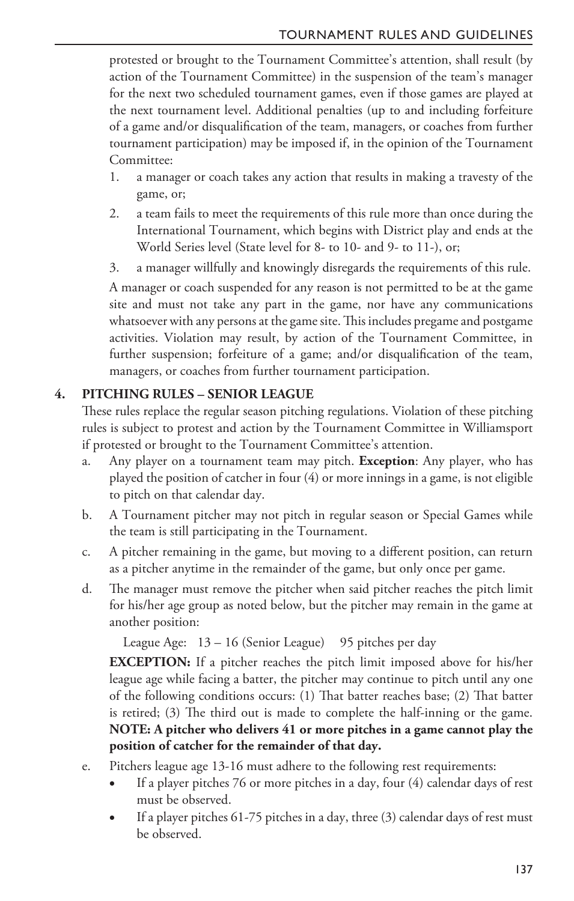protested or brought to the Tournament Committee's attention, shall result (by action of the Tournament Committee) in the suspension of the team's manager for the next two scheduled tournament games, even if those games are played at the next tournament level. Additional penalties (up to and including forfeiture of a game and/or disqualification of the team, managers, or coaches from further tournament participation) may be imposed if, in the opinion of the Tournament Committee:

1. a manager or coach takes any action that results in making a travesty of the game, or;
2. a team fails to meet the requirements of this rule more than once during the International Tournament, which begins with District play and ends at the World Series level (State level for 8- to 10- and 9- to 11-), or;
3. a manager willfully and knowingly disregards the requirements of this rule.

A manager or coach suspended for any reason is not permitted to be at the game site and must not take any part in the game, nor have any communications whatsoever with any persons at the game site. This includes pregame and postgame activities. Violation may result, by action of the Tournament Committee, in further suspension; forfeiture of a game; and/or disqualification of the team, managers, or coaches from further tournament participation.

**4. PITCHING RULES – SENIOR LEAGUE**

These rules replace the regular season pitching regulations. Violation of these pitching rules is subject to protest and action by the Tournament Committee in Williamsport if protested or brought to the Tournament Committee's attention.

a. Any player on a tournament team may pitch. **Exception**: Any player, who has played the position of catcher in four (4) or more innings in a game, is not eligible to pitch on that calendar day.

b. A Tournament pitcher may not pitch in regular season or Special Games while the team is still participating in the Tournament.

c. A pitcher remaining in the game, but moving to a different position, can return as a pitcher anytime in the remainder of the game, but only once per game.

d. The manager must remove the pitcher when said pitcher reaches the pitch limit for his/her age group as noted below, but the pitcher may remain in the game at another position:

   League Age: 13 – 16 (Senior League) 95 pitches per day

   **EXCEPTION:** If a pitcher reaches the pitch limit imposed above for his/her league age while facing a batter, the pitcher may continue to pitch until any one of the following conditions occurs: (1) That batter reaches base; (2) That batter is retired; (3) The third out is made to complete the half-inning or the game. **NOTE: A pitcher who delivers 41 or more pitches in a game cannot play the position of catcher for the remainder of that day.**

e. Pitchers league age 13-16 must adhere to the following rest requirements:
   - If a player pitches 76 or more pitches in a day, four (4) calendar days of rest must be observed.
   - If a player pitches 61-75 pitches in a day, three (3) calendar days of rest must be observed.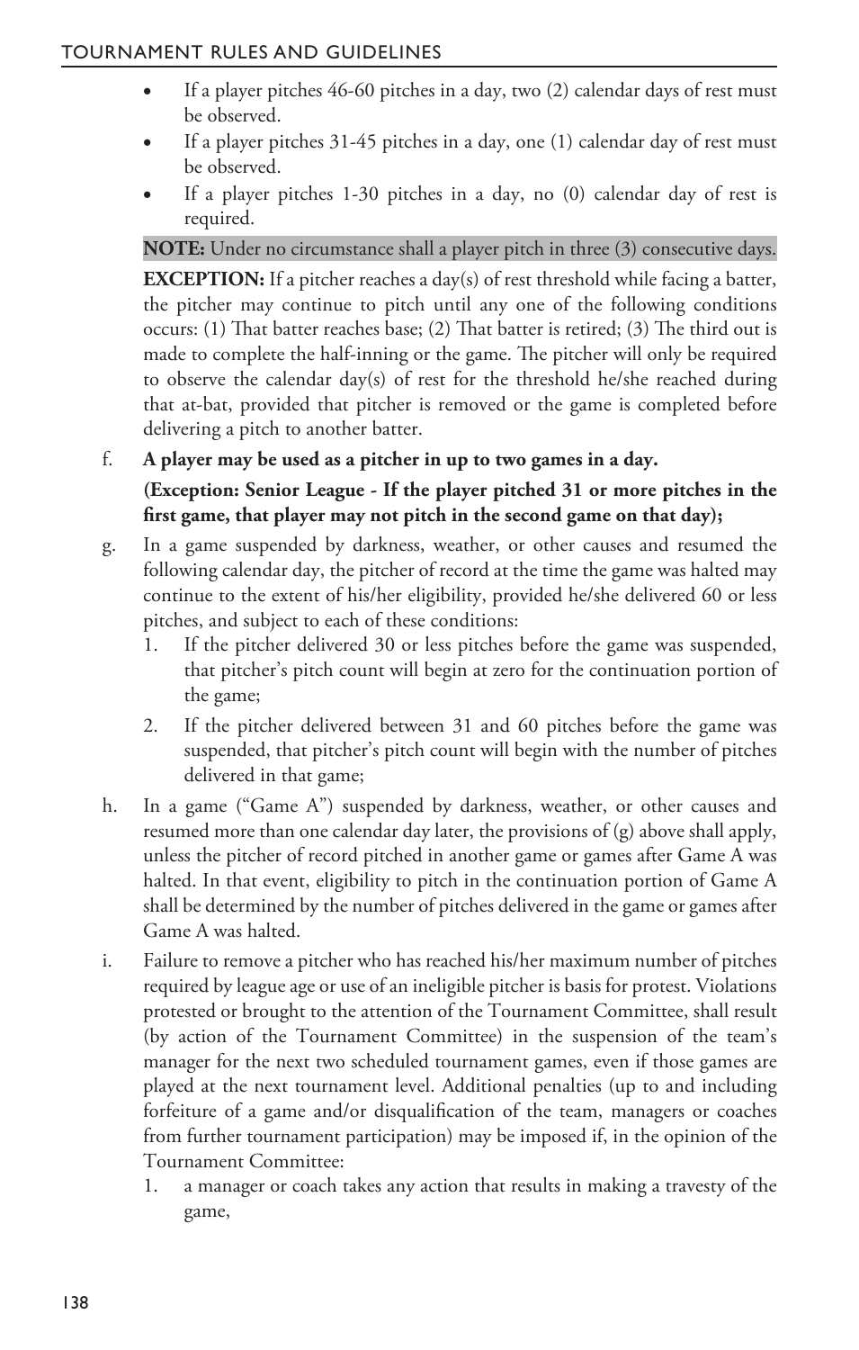- If a player pitches 46-60 pitches in a day, two (2) calendar days of rest must be observed.
- If a player pitches 31-45 pitches in a day, one (1) calendar day of rest must be observed.
- If a player pitches 1-30 pitches in a day, no (0) calendar day of rest is required.

**NOTE:** Under no circumstance shall a player pitch in three (3) consecutive days.

**EXCEPTION:** If a pitcher reaches a day(s) of rest threshold while facing a batter, the pitcher may continue to pitch until any one of the following conditions occurs: (1) That batter reaches base; (2) That batter is retired; (3) The third out is made to complete the half-inning or the game. The pitcher will only be required to observe the calendar day(s) of rest for the threshold he/she reached during that at-bat, provided that pitcher is removed or the game is completed before delivering a pitch to another batter.

f. **A player may be used as a pitcher in up to two games in a day.**

   **(Exception: Senior League - If the player pitched 31 or more pitches in the first game, that player may not pitch in the second game on that day);**

g. In a game suspended by darkness, weather, or other causes and resumed the following calendar day, the pitcher of record at the time the game was halted may continue to the extent of his/her eligibility, provided he/she delivered 60 or less pitches, and subject to each of these conditions:

   1. If the pitcher delivered 30 or less pitches before the game was suspended, that pitcher's pitch count will begin at zero for the continuation portion of the game;
   2. If the pitcher delivered between 31 and 60 pitches before the game was suspended, that pitcher's pitch count will begin with the number of pitches delivered in that game;

h. In a game ("Game A") suspended by darkness, weather, or other causes and resumed more than one calendar day later, the provisions of (g) above shall apply, unless the pitcher of record pitched in another game or games after Game A was halted. In that event, eligibility to pitch in the continuation portion of Game A shall be determined by the number of pitches delivered in the game or games after Game A was halted.

i. Failure to remove a pitcher who has reached his/her maximum number of pitches required by league age or use of an ineligible pitcher is basis for protest. Violations protested or brought to the attention of the Tournament Committee, shall result (by action of the Tournament Committee) in the suspension of the team's manager for the next two scheduled tournament games, even if those games are played at the next tournament level. Additional penalties (up to and including forfeiture of a game and/or disqualification of the team, managers or coaches from further tournament participation) may be imposed if, in the opinion of the Tournament Committee:

   1. a manager or coach takes any action that results in making a travesty of the game,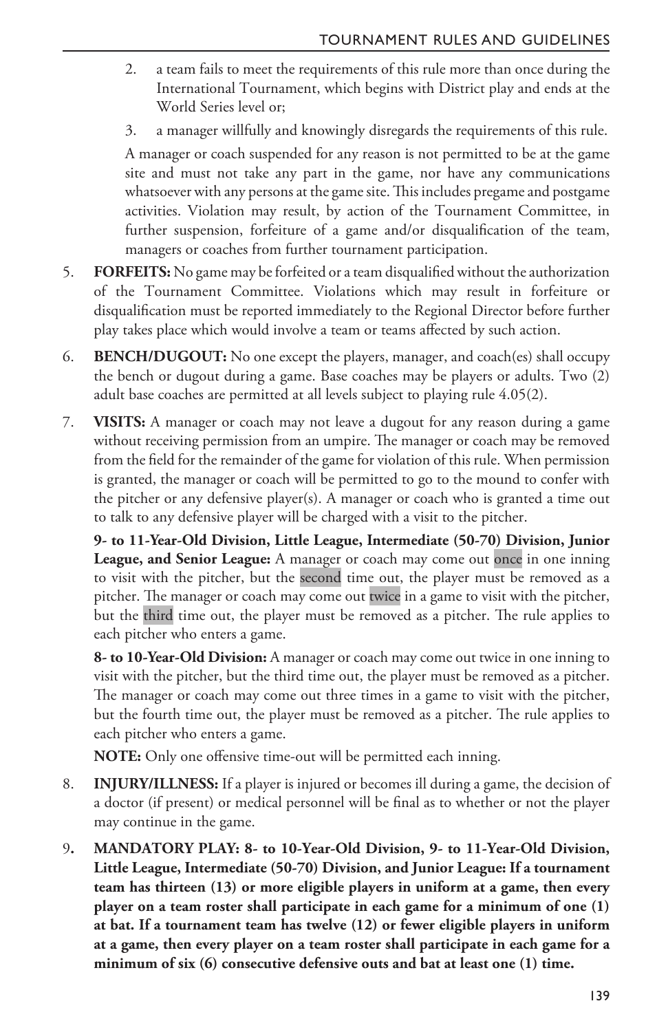2. a team fails to meet the requirements of this rule more than once during the International Tournament, which begins with District play and ends at the World Series level or;

3. a manager willfully and knowingly disregards the requirements of this rule.

A manager or coach suspended for any reason is not permitted to be at the game site and must not take any part in the game, nor have any communications whatsoever with any persons at the game site. This includes pregame and postgame activities. Violation may result, by action of the Tournament Committee, in further suspension, forfeiture of a game and/or disqualification of the team, managers or coaches from further tournament participation.

5. **FORFEITS:** No game may be forfeited or a team disqualified without the authorization of the Tournament Committee. Violations which may result in forfeiture or disqualification must be reported immediately to the Regional Director before further play takes place which would involve a team or teams affected by such action.

6. **BENCH/DUGOUT:** No one except the players, manager, and coach(es) shall occupy the bench or dugout during a game. Base coaches may be players or adults. Two (2) adult base coaches are permitted at all levels subject to playing rule 4.05(2).

7. **VISITS:** A manager or coach may not leave a dugout for any reason during a game without receiving permission from an umpire. The manager or coach may be removed from the field for the remainder of the game for violation of this rule. When permission is granted, the manager or coach will be permitted to go to the mound to confer with the pitcher or any defensive player(s). A manager or coach who is granted a time out to talk to any defensive player will be charged with a visit to the pitcher.

   **9- to 11-Year-Old Division, Little League, Intermediate (50-70) Division, Junior League, and Senior League:** A manager or coach may come out once in one inning to visit with the pitcher, but the second time out, the player must be removed as a pitcher. The manager or coach may come out twice in a game to visit with the pitcher, but the third time out, the player must be removed as a pitcher. The rule applies to each pitcher who enters a game.

   **8- to 10-Year-Old Division:** A manager or coach may come out twice in one inning to visit with the pitcher, but the third time out, the player must be removed as a pitcher. The manager or coach may come out three times in a game to visit with the pitcher, but the fourth time out, the player must be removed as a pitcher. The rule applies to each pitcher who enters a game.

   **NOTE:** Only one offensive time-out will be permitted each inning.

8. **INJURY/ILLNESS:** If a player is injured or becomes ill during a game, the decision of a doctor (if present) or medical personnel will be final as to whether or not the player may continue in the game.

9. **MANDATORY PLAY: 8- to 10-Year-Old Division, 9- to 11-Year-Old Division, Little League, Intermediate (50-70) Division, and Junior League: If a tournament team has thirteen (13) or more eligible players in uniform at a game, then every player on a team roster shall participate in each game for a minimum of one (1) at bat. If a tournament team has twelve (12) or fewer eligible players in uniform at a game, then every player on a team roster shall participate in each game for a minimum of six (6) consecutive defensive outs and bat at least one (1) time.**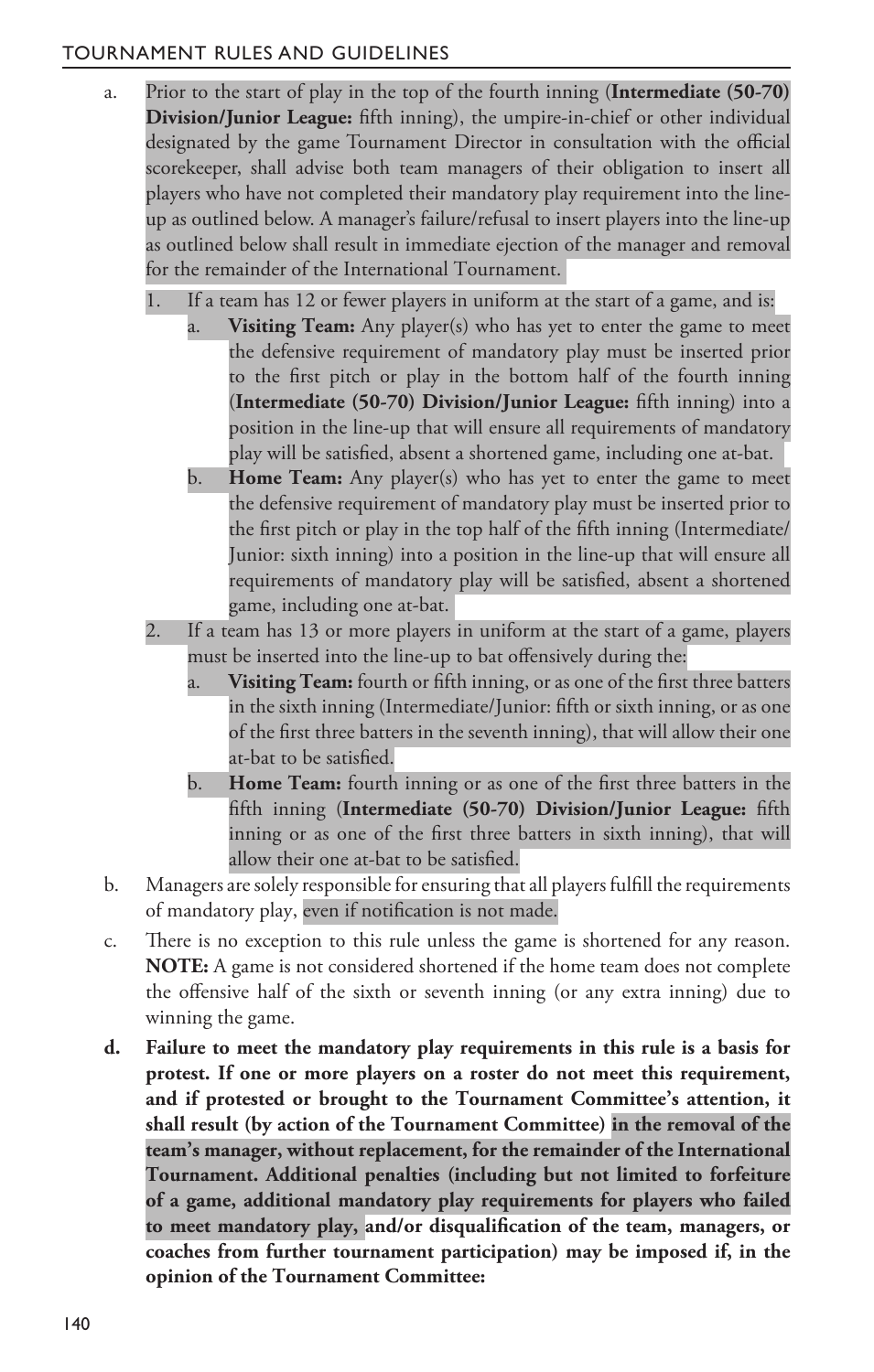a. Prior to the start of play in the top of the fourth inning (**Intermediate (50-70) Division/Junior League:** fifth inning), the umpire-in-chief or other individual designated by the game Tournament Director in consultation with the official scorekeeper, shall advise both team managers of their obligation to insert all players who have not completed their mandatory play requirement into the line-up as outlined below. A manager's failure/refusal to insert players into the line-up as outlined below shall result in immediate ejection of the manager and removal for the remainder of the International Tournament.

   1. If a team has 12 or fewer players in uniform at the start of a game, and is:
      a. **Visiting Team:** Any player(s) who has yet to enter the game to meet the defensive requirement of mandatory play must be inserted prior to the first pitch or play in the bottom half of the fourth inning (**Intermediate (50-70) Division/Junior League:** fifth inning) into a position in the line-up that will ensure all requirements of mandatory play will be satisfied, absent a shortened game, including one at-bat.
      b. **Home Team:** Any player(s) who has yet to enter the game to meet the defensive requirement of mandatory play must be inserted prior to the first pitch or play in the top half of the fifth inning (Intermediate/Junior: sixth inning) into a position in the line-up that will ensure all requirements of mandatory play will be satisfied, absent a shortened game, including one at-bat.
   2. If a team has 13 or more players in uniform at the start of a game, players must be inserted into the line-up to bat offensively during the:
      a. **Visiting Team:** fourth or fifth inning, or as one of the first three batters in the sixth inning (Intermediate/Junior: fifth or sixth inning, or as one of the first three batters in the seventh inning), that will allow their one at-bat to be satisfied.
      b. **Home Team:** fourth inning or as one of the first three batters in the fifth inning (**Intermediate (50-70) Division/Junior League:** fifth inning or as one of the first three batters in sixth inning), that will allow their one at-bat to be satisfied.

b. Managers are solely responsible for ensuring that all players fulfill the requirements of mandatory play, even if notification is not made.

c. There is no exception to this rule unless the game is shortened for any reason. **NOTE:** A game is not considered shortened if the home team does not complete the offensive half of the sixth or seventh inning (or any extra inning) due to winning the game.

**d. Failure to meet the mandatory play requirements in this rule is a basis for protest. If one or more players on a roster do not meet this requirement, and if protested or brought to the Tournament Committee's attention, it shall result (by action of the Tournament Committee) in the removal of the team's manager, without replacement, for the remainder of the International Tournament. Additional penalties (including but not limited to forfeiture of a game, additional mandatory play requirements for players who failed to meet mandatory play, and/or disqualification of the team, managers, or coaches from further tournament participation) may be imposed if, in the opinion of the Tournament Committee:**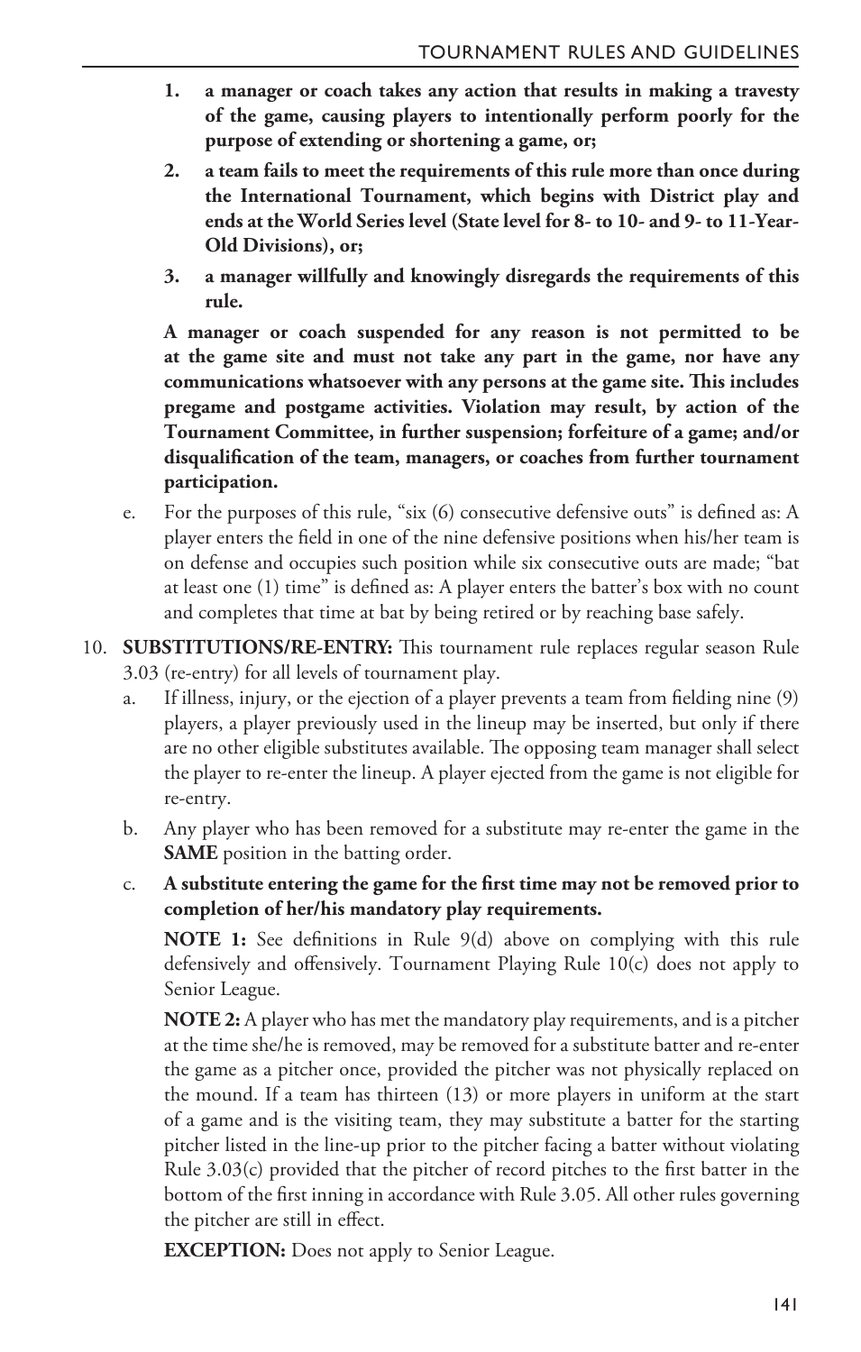1. **a manager or coach takes any action that results in making a travesty of the game, causing players to intentionally perform poorly for the purpose of extending or shortening a game, or;**
2. **a team fails to meet the requirements of this rule more than once during the International Tournament, which begins with District play and ends at the World Series level (State level for 8- to 10- and 9- to 11-Year-Old Divisions), or;**
3. **a manager willfully and knowingly disregards the requirements of this rule.**

**A manager or coach suspended for any reason is not permitted to be at the game site and must not take any part in the game, nor have any communications whatsoever with any persons at the game site. This includes pregame and postgame activities. Violation may result, by action of the Tournament Committee, in further suspension; forfeiture of a game; and/or disqualification of the team, managers, or coaches from further tournament participation.**

e. For the purposes of this rule, "six (6) consecutive defensive outs" is defined as: A player enters the field in one of the nine defensive positions when his/her team is on defense and occupies such position while six consecutive outs are made; "bat at least one (1) time" is defined as: A player enters the batter's box with no count and completes that time at bat by being retired or by reaching base safely.

10. **SUBSTITUTIONS/RE-ENTRY:** This tournament rule replaces regular season Rule 3.03 (re-entry) for all levels of tournament play.
    a. If illness, injury, or the ejection of a player prevents a team from fielding nine (9) players, a player previously used in the lineup may be inserted, but only if there are no other eligible substitutes available. The opposing team manager shall select the player to re-enter the lineup. A player ejected from the game is not eligible for re-entry.
    b. Any player who has been removed for a substitute may re-enter the game in the **SAME** position in the batting order.
    c. **A substitute entering the game for the first time may not be removed prior to completion of her/his mandatory play requirements.**

    **NOTE 1:** See definitions in Rule 9(d) above on complying with this rule defensively and offensively. Tournament Playing Rule 10(c) does not apply to Senior League.

    **NOTE 2:** A player who has met the mandatory play requirements, and is a pitcher at the time she/he is removed, may be removed for a substitute batter and re-enter the game as a pitcher once, provided the pitcher was not physically replaced on the mound. If a team has thirteen (13) or more players in uniform at the start of a game and is the visiting team, they may substitute a batter for the starting pitcher listed in the line-up prior to the pitcher facing a batter without violating Rule 3.03(c) provided that the pitcher of record pitches to the first batter in the bottom of the first inning in accordance with Rule 3.05. All other rules governing the pitcher are still in effect.

    **EXCEPTION:** Does not apply to Senior League.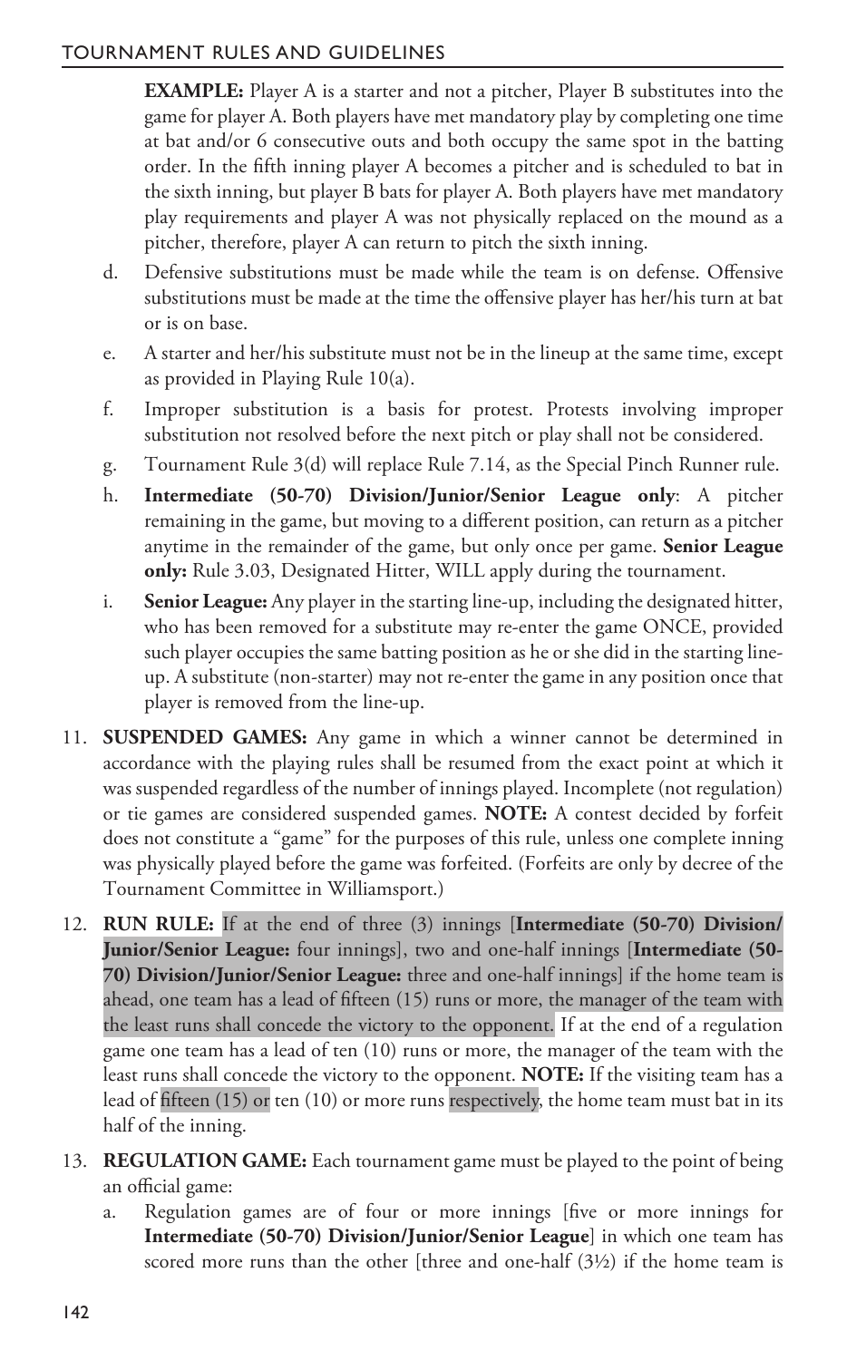**EXAMPLE:** Player A is a starter and not a pitcher, Player B substitutes into the game for player A. Both players have met mandatory play by completing one time at bat and/or 6 consecutive outs and both occupy the same spot in the batting order. In the fifth inning player A becomes a pitcher and is scheduled to bat in the sixth inning, but player B bats for player A. Both players have met mandatory play requirements and player A was not physically replaced on the mound as a pitcher, therefore, player A can return to pitch the sixth inning.

d. Defensive substitutions must be made while the team is on defense. Offensive substitutions must be made at the time the offensive player has her/his turn at bat or is on base.

e. A starter and her/his substitute must not be in the lineup at the same time, except as provided in Playing Rule 10(a).

f. Improper substitution is a basis for protest. Protests involving improper substitution not resolved before the next pitch or play shall not be considered.

g. Tournament Rule 3(d) will replace Rule 7.14, as the Special Pinch Runner rule.

h. **Intermediate (50-70) Division/Junior/Senior League only**: A pitcher remaining in the game, but moving to a different position, can return as a pitcher anytime in the remainder of the game, but only once per game. **Senior League only:** Rule 3.03, Designated Hitter, WILL apply during the tournament.

i. **Senior League:** Any player in the starting line-up, including the designated hitter, who has been removed for a substitute may re-enter the game ONCE, provided such player occupies the same batting position as he or she did in the starting line-up. A substitute (non-starter) may not re-enter the game in any position once that player is removed from the line-up.

11. **SUSPENDED GAMES:** Any game in which a winner cannot be determined in accordance with the playing rules shall be resumed from the exact point at which it was suspended regardless of the number of innings played. Incomplete (not regulation) or tie games are considered suspended games. **NOTE:** A contest decided by forfeit does not constitute a "game" for the purposes of this rule, unless one complete inning was physically played before the game was forfeited. (Forfeits are only by decree of the Tournament Committee in Williamsport.)

12. **RUN RULE:** If at the end of three (3) innings [**Intermediate (50-70) Division/Junior/Senior League:** four innings], two and one-half innings [**Intermediate (50-70) Division/Junior/Senior League:** three and one-half innings] if the home team is ahead, one team has a lead of fifteen (15) runs or more, the manager of the team with the least runs shall concede the victory to the opponent. If at the end of a regulation game one team has a lead of ten (10) runs or more, the manager of the team with the least runs shall concede the victory to the opponent. **NOTE:** If the visiting team has a lead of fifteen (15) or ten (10) or more runs respectively, the home team must bat in its half of the inning.

13. **REGULATION GAME:** Each tournament game must be played to the point of being an official game:

a. Regulation games are of four or more innings [five or more innings for **Intermediate (50-70) Division/Junior/Senior League**] in which one team has scored more runs than the other [three and one-half (3½) if the home team is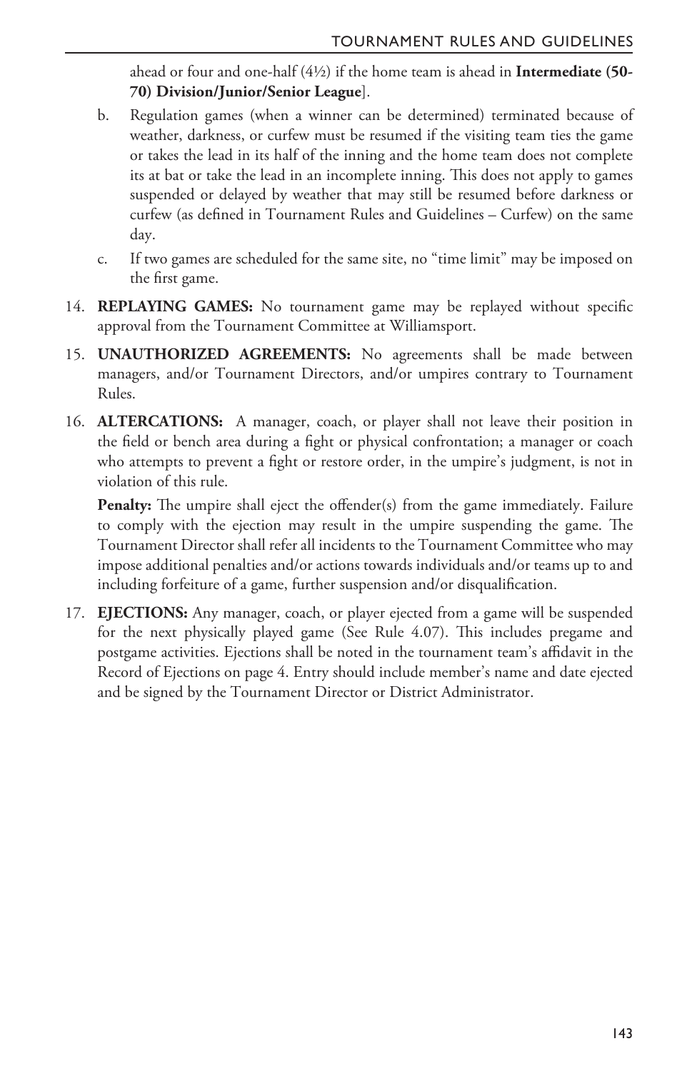ahead or four and one-half (4½) if the home team is ahead in **Intermediate (50-70) Division/Junior/Senior League**].

b. Regulation games (when a winner can be determined) terminated because of weather, darkness, or curfew must be resumed if the visiting team ties the game or takes the lead in its half of the inning and the home team does not complete its at bat or take the lead in an incomplete inning. This does not apply to games suspended or delayed by weather that may still be resumed before darkness or curfew (as defined in Tournament Rules and Guidelines – Curfew) on the same day.

c. If two games are scheduled for the same site, no "time limit" may be imposed on the first game.

14. **REPLAYING GAMES:** No tournament game may be replayed without specific approval from the Tournament Committee at Williamsport.

15. **UNAUTHORIZED AGREEMENTS:** No agreements shall be made between managers, and/or Tournament Directors, and/or umpires contrary to Tournament Rules.

16. **ALTERCATIONS:** A manager, coach, or player shall not leave their position in the field or bench area during a fight or physical confrontation; a manager or coach who attempts to prevent a fight or restore order, in the umpire's judgment, is not in violation of this rule.

    **Penalty:** The umpire shall eject the offender(s) from the game immediately. Failure to comply with the ejection may result in the umpire suspending the game. The Tournament Director shall refer all incidents to the Tournament Committee who may impose additional penalties and/or actions towards individuals and/or teams up to and including forfeiture of a game, further suspension and/or disqualification.

17. **EJECTIONS:** Any manager, coach, or player ejected from a game will be suspended for the next physically played game (See Rule 4.07). This includes pregame and postgame activities. Ejections shall be noted in the tournament team's affidavit in the Record of Ejections on page 4. Entry should include member's name and date ejected and be signed by the Tournament Director or District Administrator.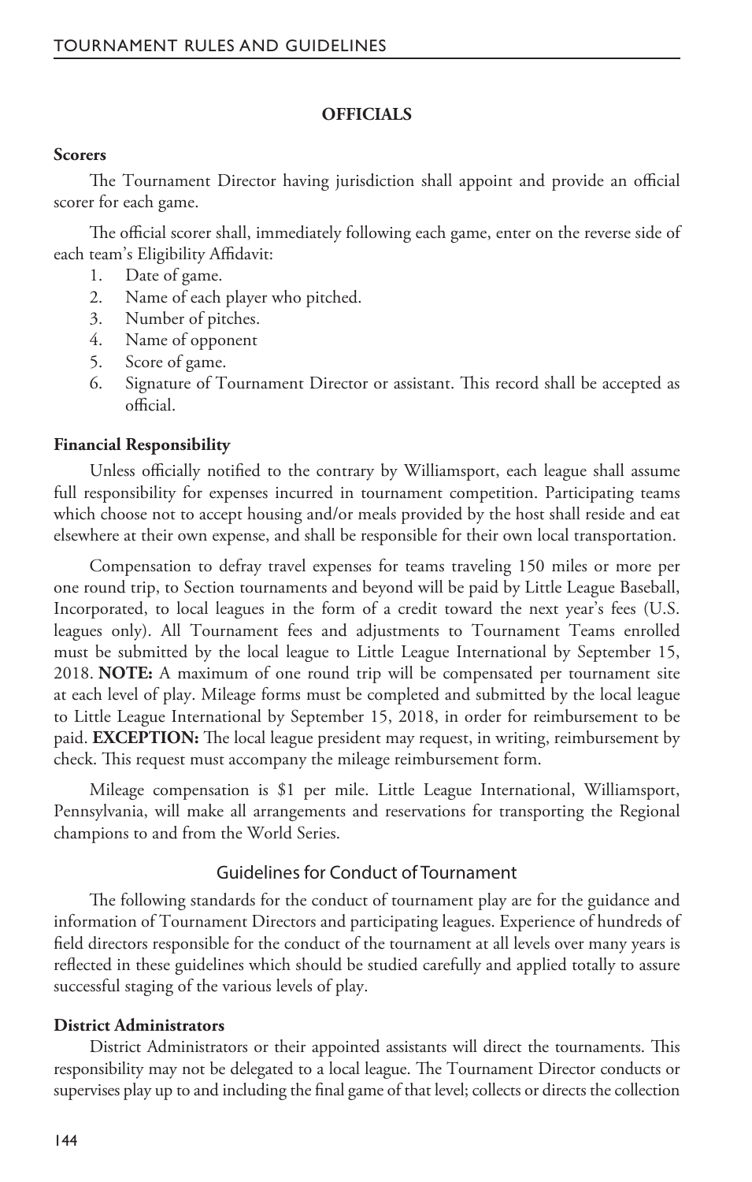## OFFICIALS

**Scorers**

The Tournament Director having jurisdiction shall appoint and provide an official scorer for each game.

The official scorer shall, immediately following each game, enter on the reverse side of each team's Eligibility Affidavit:

1. Date of game.
2. Name of each player who pitched.
3. Number of pitches.
4. Name of opponent
5. Score of game.
6. Signature of Tournament Director or assistant. This record shall be accepted as official.

**Financial Responsibility**

Unless officially notified to the contrary by Williamsport, each league shall assume full responsibility for expenses incurred in tournament competition. Participating teams which choose not to accept housing and/or meals provided by the host shall reside and eat elsewhere at their own expense, and shall be responsible for their own local transportation.

Compensation to defray travel expenses for teams traveling 150 miles or more per one round trip, to Section tournaments and beyond will be paid by Little League Baseball, Incorporated, to local leagues in the form of a credit toward the next year's fees (U.S. leagues only). All Tournament fees and adjustments to Tournament Teams enrolled must be submitted by the local league to Little League International by September 15, 2018. **NOTE:** A maximum of one round trip will be compensated per tournament site at each level of play. Mileage forms must be completed and submitted by the local league to Little League International by September 15, 2018, in order for reimbursement to be paid. **EXCEPTION:** The local league president may request, in writing, reimbursement by check. This request must accompany the mileage reimbursement form.

Mileage compensation is $1 per mile. Little League International, Williamsport, Pennsylvania, will make all arrangements and reservations for transporting the Regional champions to and from the World Series.

## Guidelines for Conduct of Tournament

The following standards for the conduct of tournament play are for the guidance and information of Tournament Directors and participating leagues. Experience of hundreds of field directors responsible for the conduct of the tournament at all levels over many years is reflected in these guidelines which should be studied carefully and applied totally to assure successful staging of the various levels of play.

**District Administrators**

District Administrators or their appointed assistants will direct the tournaments. This responsibility may not be delegated to a local league. The Tournament Director conducts or supervises play up to and including the final game of that level; collects or directs the collection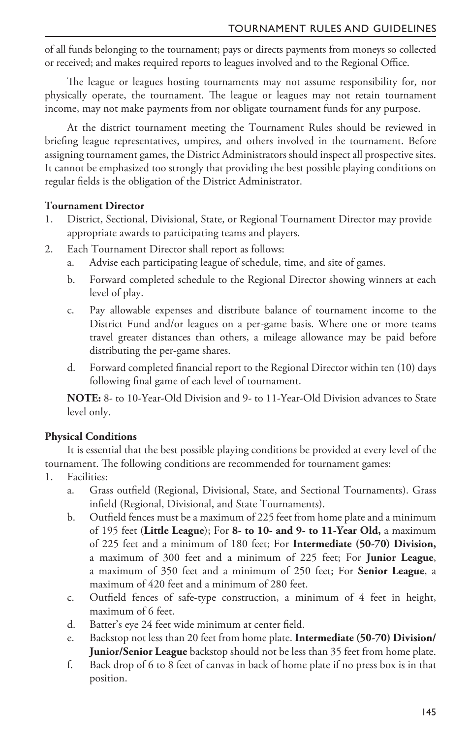of all funds belonging to the tournament; pays or directs payments from moneys so collected or received; and makes required reports to leagues involved and to the Regional Office.

The league or leagues hosting tournaments may not assume responsibility for, nor physically operate, the tournament. The league or leagues may not retain tournament income, may not make payments from nor obligate tournament funds for any purpose.

At the district tournament meeting the Tournament Rules should be reviewed in briefing league representatives, umpires, and others involved in the tournament. Before assigning tournament games, the District Administrators should inspect all prospective sites. It cannot be emphasized too strongly that providing the best possible playing conditions on regular fields is the obligation of the District Administrator.

**Tournament Director**

1. District, Sectional, Divisional, State, or Regional Tournament Director may provide appropriate awards to participating teams and players.
2. Each Tournament Director shall report as follows:
   a. Advise each participating league of schedule, time, and site of games.
   b. Forward completed schedule to the Regional Director showing winners at each level of play.
   c. Pay allowable expenses and distribute balance of tournament income to the District Fund and/or leagues on a per-game basis. Where one or more teams travel greater distances than others, a mileage allowance may be paid before distributing the per-game shares.
   d. Forward completed financial report to the Regional Director within ten (10) days following final game of each level of tournament.

   **NOTE:** 8- to 10-Year-Old Division and 9- to 11-Year-Old Division advances to State level only.

**Physical Conditions**

It is essential that the best possible playing conditions be provided at every level of the tournament. The following conditions are recommended for tournament games:

1. Facilities:
   a. Grass outfield (Regional, Divisional, State, and Sectional Tournaments). Grass infield (Regional, Divisional, and State Tournaments).
   b. Outfield fences must be a maximum of 225 feet from home plate and a minimum of 195 feet (**Little League**); For **8- to 10- and 9- to 11-Year Old,** a maximum of 225 feet and a minimum of 180 feet; For **Intermediate (50-70) Division,** a maximum of 300 feet and a minimum of 225 feet; For **Junior League**, a maximum of 350 feet and a minimum of 250 feet; For **Senior League**, a maximum of 420 feet and a minimum of 280 feet.
   c. Outfield fences of safe-type construction, a minimum of 4 feet in height, maximum of 6 feet.
   d. Batter's eye 24 feet wide minimum at center field.
   e. Backstop not less than 20 feet from home plate. **Intermediate (50-70) Division/ Junior/Senior League** backstop should not be less than 35 feet from home plate.
   f. Back drop of 6 to 8 feet of canvas in back of home plate if no press box is in that position.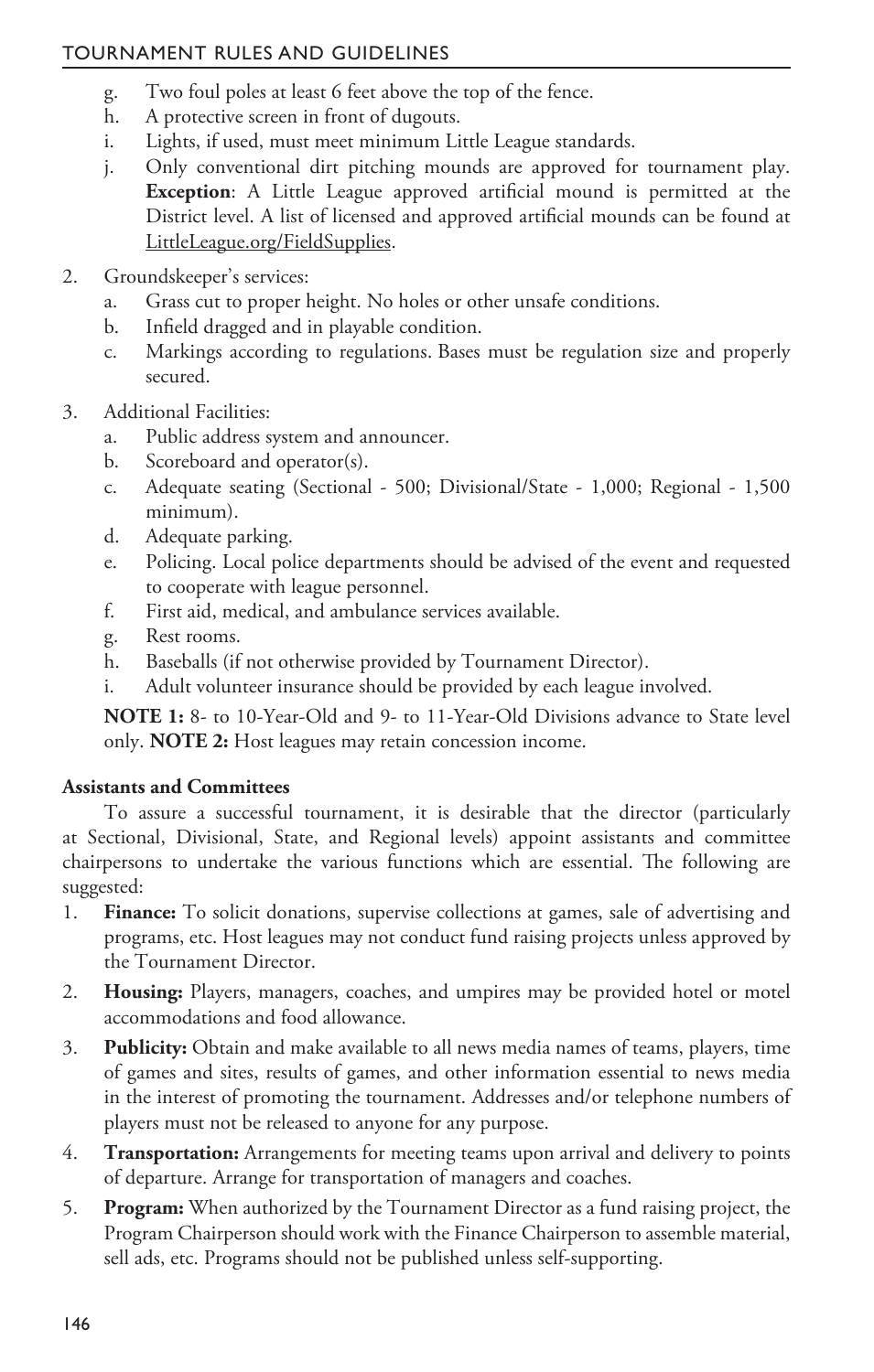g. Two foul poles at least 6 feet above the top of the fence.
h. A protective screen in front of dugouts.
i. Lights, if used, must meet minimum Little League standards.
j. Only conventional dirt pitching mounds are approved for tournament play. **Exception**: A Little League approved artificial mound is permitted at the District level. A list of licensed and approved artificial mounds can be found at LittleLeague.org/FieldSupplies.

2. Groundskeeper's services:
   a. Grass cut to proper height. No holes or other unsafe conditions.
   b. Infield dragged and in playable condition.
   c. Markings according to regulations. Bases must be regulation size and properly secured.

3. Additional Facilities:
   a. Public address system and announcer.
   b. Scoreboard and operator(s).
   c. Adequate seating (Sectional - 500; Divisional/State - 1,000; Regional - 1,500 minimum).
   d. Adequate parking.
   e. Policing. Local police departments should be advised of the event and requested to cooperate with league personnel.
   f. First aid, medical, and ambulance services available.
   g. Rest rooms.
   h. Baseballs (if not otherwise provided by Tournament Director).
   i. Adult volunteer insurance should be provided by each league involved.

   **NOTE 1:** 8- to 10-Year-Old and 9- to 11-Year-Old Divisions advance to State level only. **NOTE 2:** Host leagues may retain concession income.

**Assistants and Committees**

To assure a successful tournament, it is desirable that the director (particularly at Sectional, Divisional, State, and Regional levels) appoint assistants and committee chairpersons to undertake the various functions which are essential. The following are suggested:

1. **Finance:** To solicit donations, supervise collections at games, sale of advertising and programs, etc. Host leagues may not conduct fund raising projects unless approved by the Tournament Director.
2. **Housing:** Players, managers, coaches, and umpires may be provided hotel or motel accommodations and food allowance.
3. **Publicity:** Obtain and make available to all news media names of teams, players, time of games and sites, results of games, and other information essential to news media in the interest of promoting the tournament. Addresses and/or telephone numbers of players must not be released to anyone for any purpose.
4. **Transportation:** Arrangements for meeting teams upon arrival and delivery to points of departure. Arrange for transportation of managers and coaches.
5. **Program:** When authorized by the Tournament Director as a fund raising project, the Program Chairperson should work with the Finance Chairperson to assemble material, sell ads, etc. Programs should not be published unless self-supporting.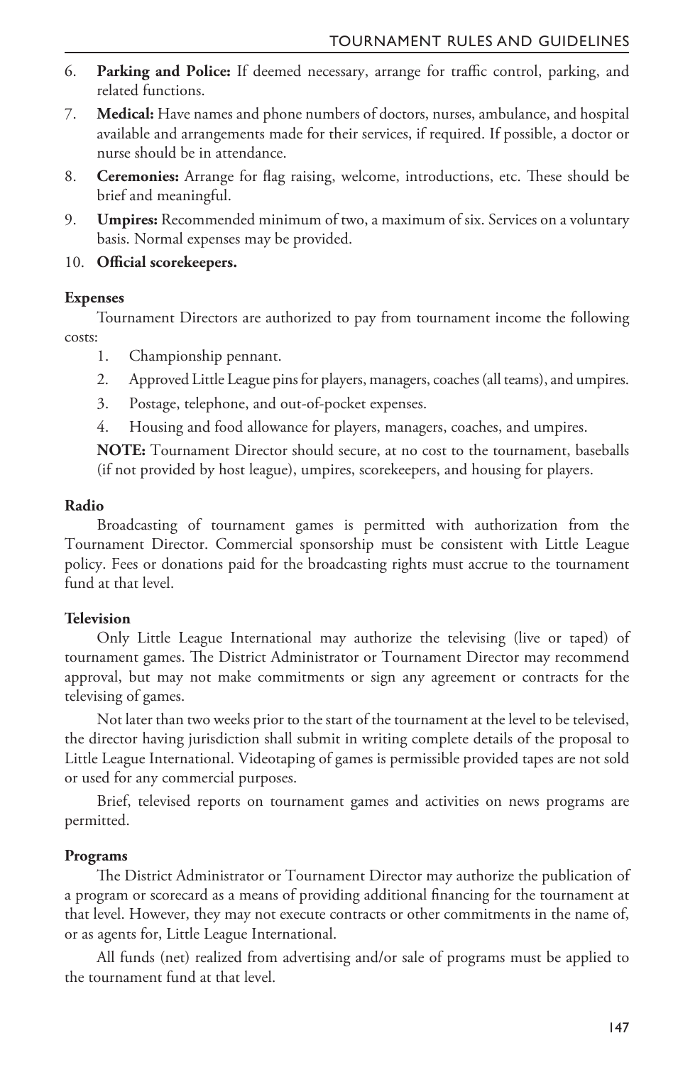6. **Parking and Police:** If deemed necessary, arrange for traffic control, parking, and related functions.
7. **Medical:** Have names and phone numbers of doctors, nurses, ambulance, and hospital available and arrangements made for their services, if required. If possible, a doctor or nurse should be in attendance.
8. **Ceremonies:** Arrange for flag raising, welcome, introductions, etc. These should be brief and meaningful.
9. **Umpires:** Recommended minimum of two, a maximum of six. Services on a voluntary basis. Normal expenses may be provided.
10. **Official scorekeepers.**

**Expenses**

Tournament Directors are authorized to pay from tournament income the following costs:

1. Championship pennant.
2. Approved Little League pins for players, managers, coaches (all teams), and umpires.
3. Postage, telephone, and out-of-pocket expenses.
4. Housing and food allowance for players, managers, coaches, and umpires.

**NOTE:** Tournament Director should secure, at no cost to the tournament, baseballs (if not provided by host league), umpires, scorekeepers, and housing for players.

**Radio**

Broadcasting of tournament games is permitted with authorization from the Tournament Director. Commercial sponsorship must be consistent with Little League policy. Fees or donations paid for the broadcasting rights must accrue to the tournament fund at that level.

**Television**

Only Little League International may authorize the televising (live or taped) of tournament games. The District Administrator or Tournament Director may recommend approval, but may not make commitments or sign any agreement or contracts for the televising of games.

Not later than two weeks prior to the start of the tournament at the level to be televised, the director having jurisdiction shall submit in writing complete details of the proposal to Little League International. Videotaping of games is permissible provided tapes are not sold or used for any commercial purposes.

Brief, televised reports on tournament games and activities on news programs are permitted.

**Programs**

The District Administrator or Tournament Director may authorize the publication of a program or scorecard as a means of providing additional financing for the tournament at that level. However, they may not execute contracts or other commitments in the name of, or as agents for, Little League International.

All funds (net) realized from advertising and/or sale of programs must be applied to the tournament fund at that level.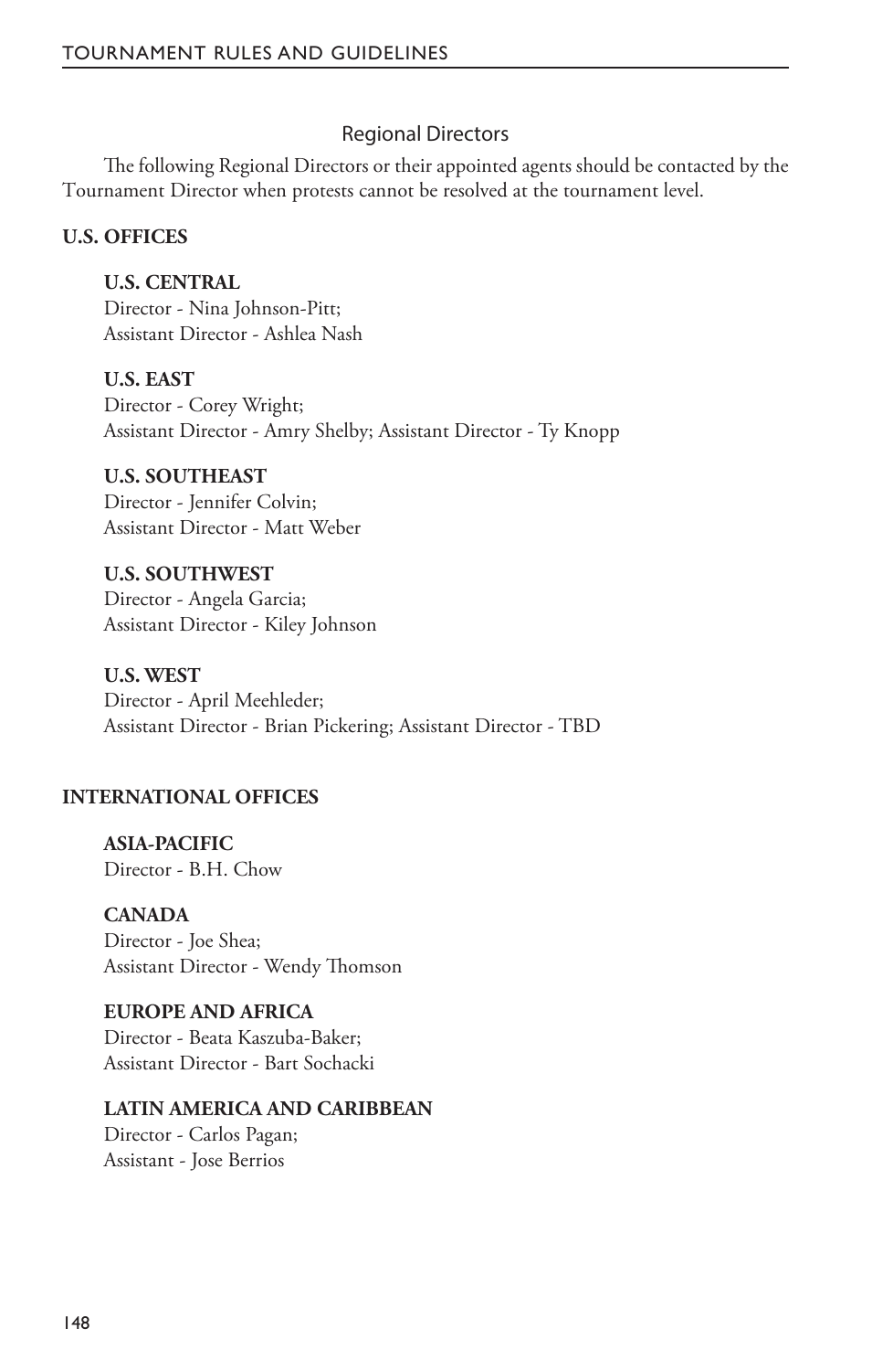## Regional Directors

The following Regional Directors or their appointed agents should be contacted by the Tournament Director when protests cannot be resolved at the tournament level.

### U.S. OFFICES

**U.S. CENTRAL**
Director - Nina Johnson-Pitt;
Assistant Director - Ashlea Nash

**U.S. EAST**
Director - Corey Wright;
Assistant Director - Amry Shelby; Assistant Director - Ty Knopp

**U.S. SOUTHEAST**
Director - Jennifer Colvin;
Assistant Director - Matt Weber

**U.S. SOUTHWEST**
Director - Angela Garcia;
Assistant Director - Kiley Johnson

**U.S. WEST**
Director - April Meehleder;
Assistant Director - Brian Pickering; Assistant Director - TBD

### INTERNATIONAL OFFICES

**ASIA-PACIFIC**
Director - B.H. Chow

**CANADA**
Director - Joe Shea;
Assistant Director - Wendy Thomson

**EUROPE AND AFRICA**
Director - Beata Kaszuba-Baker;
Assistant Director - Bart Sochacki

**LATIN AMERICA AND CARIBBEAN**
Director - Carlos Pagan;
Assistant - Jose Berrios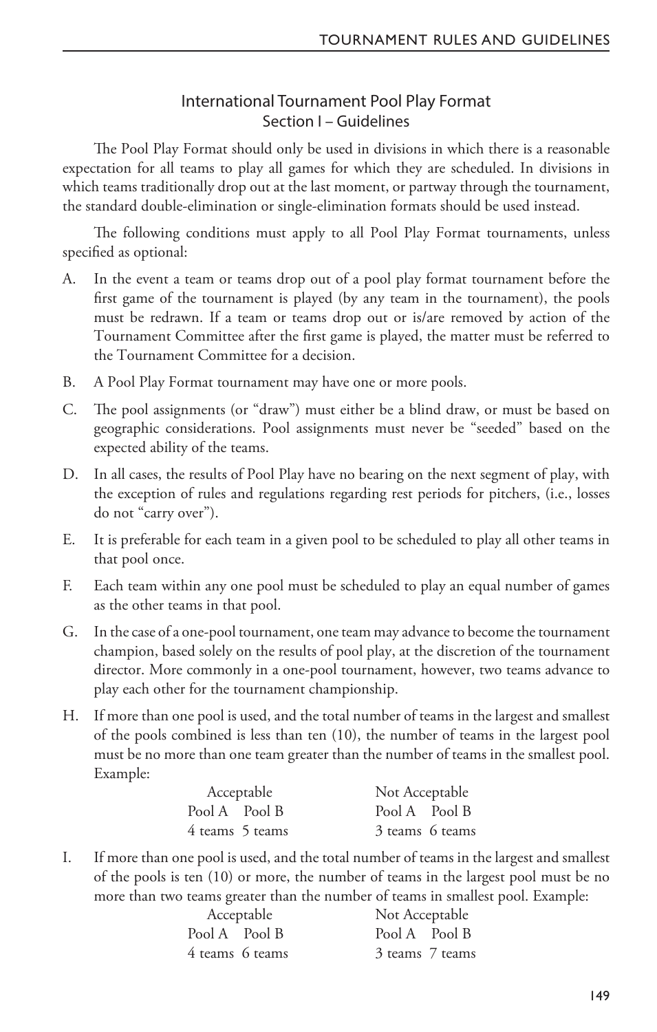## International Tournament Pool Play Format
### Section I – Guidelines

The Pool Play Format should only be used in divisions in which there is a reasonable expectation for all teams to play all games for which they are scheduled. In divisions in which teams traditionally drop out at the last moment, or partway through the tournament, the standard double-elimination or single-elimination formats should be used instead.

The following conditions must apply to all Pool Play Format tournaments, unless specified as optional:

A. In the event a team or teams drop out of a pool play format tournament before the first game of the tournament is played (by any team in the tournament), the pools must be redrawn. If a team or teams drop out or is/are removed by action of the Tournament Committee after the first game is played, the matter must be referred to the Tournament Committee for a decision.

B. A Pool Play Format tournament may have one or more pools.

C. The pool assignments (or "draw") must either be a blind draw, or must be based on geographic considerations. Pool assignments must never be "seeded" based on the expected ability of the teams.

D. In all cases, the results of Pool Play have no bearing on the next segment of play, with the exception of rules and regulations regarding rest periods for pitchers, (i.e., losses do not "carry over").

E. It is preferable for each team in a given pool to be scheduled to play all other teams in that pool once.

F. Each team within any one pool must be scheduled to play an equal number of games as the other teams in that pool.

G. In the case of a one-pool tournament, one team may advance to become the tournament champion, based solely on the results of pool play, at the discretion of the tournament director. More commonly in a one-pool tournament, however, two teams advance to play each other for the tournament championship.

H. If more than one pool is used, and the total number of teams in the largest and smallest of the pools combined is less than ten (10), the number of teams in the largest pool must be no more than one team greater than the number of teams in the smallest pool. Example:

| Acceptable | | Not Acceptable | |
|---|---|---|---|
| Pool A | Pool B | Pool A | Pool B |
| 4 teams | 5 teams | 3 teams | 6 teams |

I. If more than one pool is used, and the total number of teams in the largest and smallest of the pools is ten (10) or more, the number of teams in the largest pool must be no more than two teams greater than the number of teams in smallest pool. Example:

| Acceptable | | Not Acceptable | |
|---|---|---|---|
| Pool A | Pool B | Pool A | Pool B |
| 4 teams | 6 teams | 3 teams | 7 teams |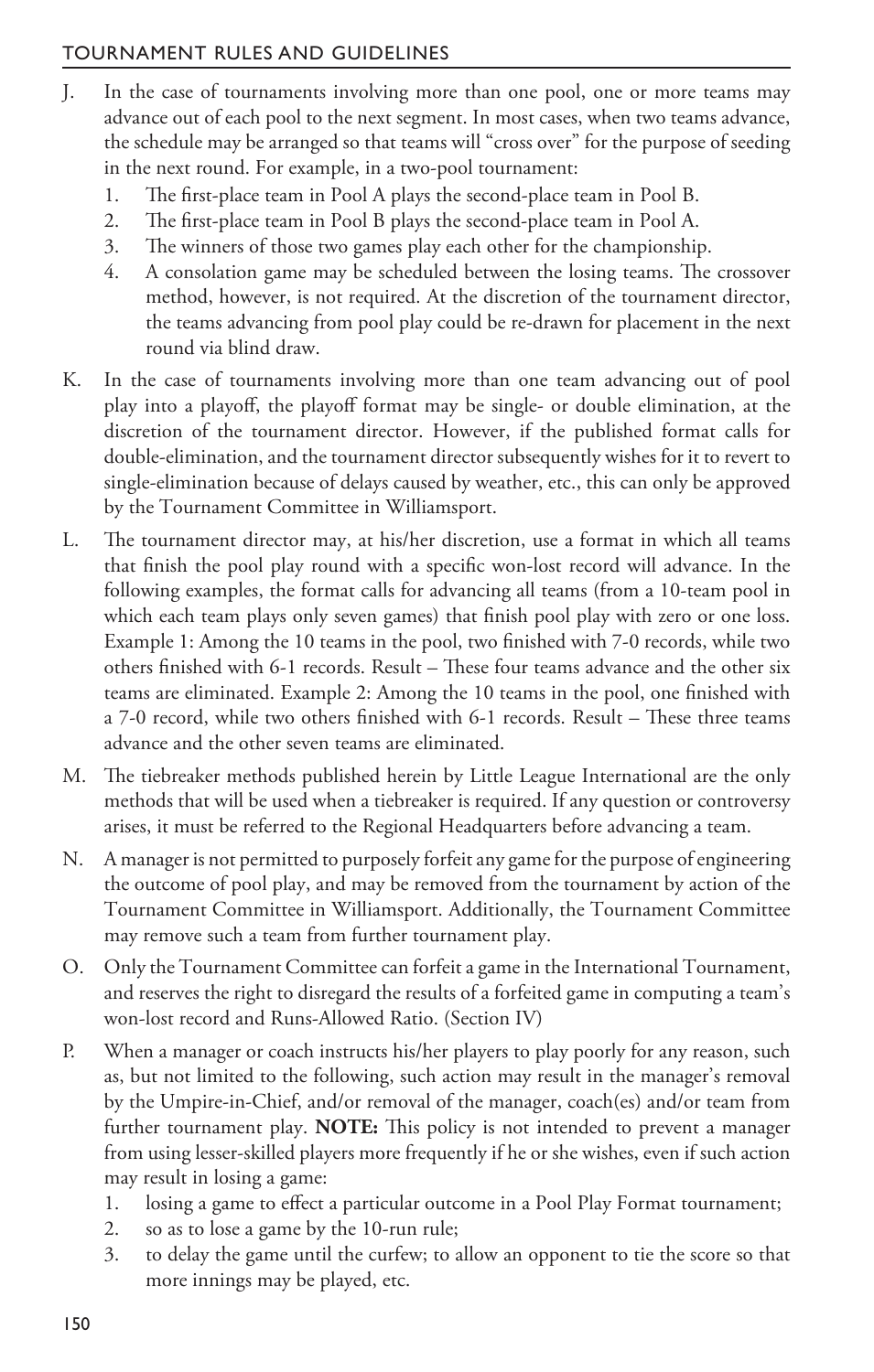J. In the case of tournaments involving more than one pool, one or more teams may advance out of each pool to the next segment. In most cases, when two teams advance, the schedule may be arranged so that teams will "cross over" for the purpose of seeding in the next round. For example, in a two-pool tournament:
   1. The first-place team in Pool A plays the second-place team in Pool B.
   2. The first-place team in Pool B plays the second-place team in Pool A.
   3. The winners of those two games play each other for the championship.
   4. A consolation game may be scheduled between the losing teams. The crossover method, however, is not required. At the discretion of the tournament director, the teams advancing from pool play could be re-drawn for placement in the next round via blind draw.

K. In the case of tournaments involving more than one team advancing out of pool play into a playoff, the playoff format may be single- or double elimination, at the discretion of the tournament director. However, if the published format calls for double-elimination, and the tournament director subsequently wishes for it to revert to single-elimination because of delays caused by weather, etc., this can only be approved by the Tournament Committee in Williamsport.

L. The tournament director may, at his/her discretion, use a format in which all teams that finish the pool play round with a specific won-lost record will advance. In the following examples, the format calls for advancing all teams (from a 10-team pool in which each team plays only seven games) that finish pool play with zero or one loss. Example 1: Among the 10 teams in the pool, two finished with 7-0 records, while two others finished with 6-1 records. Result – These four teams advance and the other six teams are eliminated. Example 2: Among the 10 teams in the pool, one finished with a 7-0 record, while two others finished with 6-1 records. Result – These three teams advance and the other seven teams are eliminated.

M. The tiebreaker methods published herein by Little League International are the only methods that will be used when a tiebreaker is required. If any question or controversy arises, it must be referred to the Regional Headquarters before advancing a team.

N. A manager is not permitted to purposely forfeit any game for the purpose of engineering the outcome of pool play, and may be removed from the tournament by action of the Tournament Committee in Williamsport. Additionally, the Tournament Committee may remove such a team from further tournament play.

O. Only the Tournament Committee can forfeit a game in the International Tournament, and reserves the right to disregard the results of a forfeited game in computing a team's won-lost record and Runs-Allowed Ratio. (Section IV)

P. When a manager or coach instructs his/her players to play poorly for any reason, such as, but not limited to the following, such action may result in the manager's removal by the Umpire-in-Chief, and/or removal of the manager, coach(es) and/or team from further tournament play. **NOTE:** This policy is not intended to prevent a manager from using lesser-skilled players more frequently if he or she wishes, even if such action may result in losing a game:
   1. losing a game to effect a particular outcome in a Pool Play Format tournament;
   2. so as to lose a game by the 10-run rule;
   3. to delay the game until the curfew; to allow an opponent to tie the score so that more innings may be played, etc.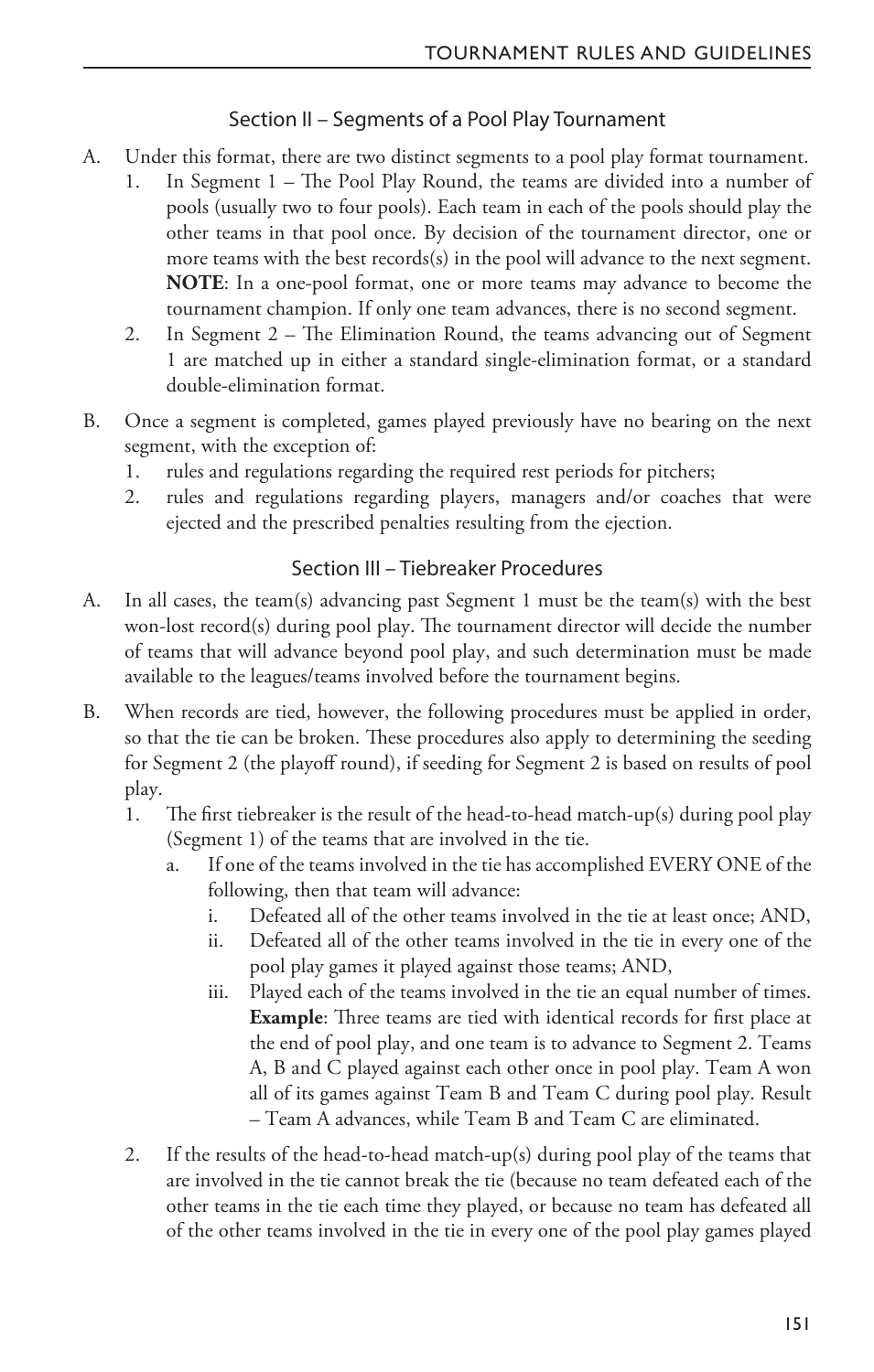## Section II – Segments of a Pool Play Tournament

A. Under this format, there are two distinct segments to a pool play format tournament.
   1. In Segment 1 – The Pool Play Round, the teams are divided into a number of pools (usually two to four pools). Each team in each of the pools should play the other teams in that pool once. By decision of the tournament director, one or more teams with the best records(s) in the pool will advance to the next segment. **NOTE**: In a one-pool format, one or more teams may advance to become the tournament champion. If only one team advances, there is no second segment.
   2. In Segment 2 – The Elimination Round, the teams advancing out of Segment 1 are matched up in either a standard single-elimination format, or a standard double-elimination format.

B. Once a segment is completed, games played previously have no bearing on the next segment, with the exception of:
   1. rules and regulations regarding the required rest periods for pitchers;
   2. rules and regulations regarding players, managers and/or coaches that were ejected and the prescribed penalties resulting from the ejection.

## Section III – Tiebreaker Procedures

A. In all cases, the team(s) advancing past Segment 1 must be the team(s) with the best won-lost record(s) during pool play. The tournament director will decide the number of teams that will advance beyond pool play, and such determination must be made available to the leagues/teams involved before the tournament begins.

B. When records are tied, however, the following procedures must be applied in order, so that the tie can be broken. These procedures also apply to determining the seeding for Segment 2 (the playoff round), if seeding for Segment 2 is based on results of pool play.
   1. The first tiebreaker is the result of the head-to-head match-up(s) during pool play (Segment 1) of the teams that are involved in the tie.
      a. If one of the teams involved in the tie has accomplished EVERY ONE of the following, then that team will advance:
         i. Defeated all of the other teams involved in the tie at least once; AND,
         ii. Defeated all of the other teams involved in the tie in every one of the pool play games it played against those teams; AND,
         iii. Played each of the teams involved in the tie an equal number of times. **Example**: Three teams are tied with identical records for first place at the end of pool play, and one team is to advance to Segment 2. Teams A, B and C played against each other once in pool play. Team A won all of its games against Team B and Team C during pool play. Result – Team A advances, while Team B and Team C are eliminated.
   2. If the results of the head-to-head match-up(s) during pool play of the teams that are involved in the tie cannot break the tie (because no team defeated each of the other teams in the tie each time they played, or because no team has defeated all of the other teams involved in the tie in every one of the pool play games played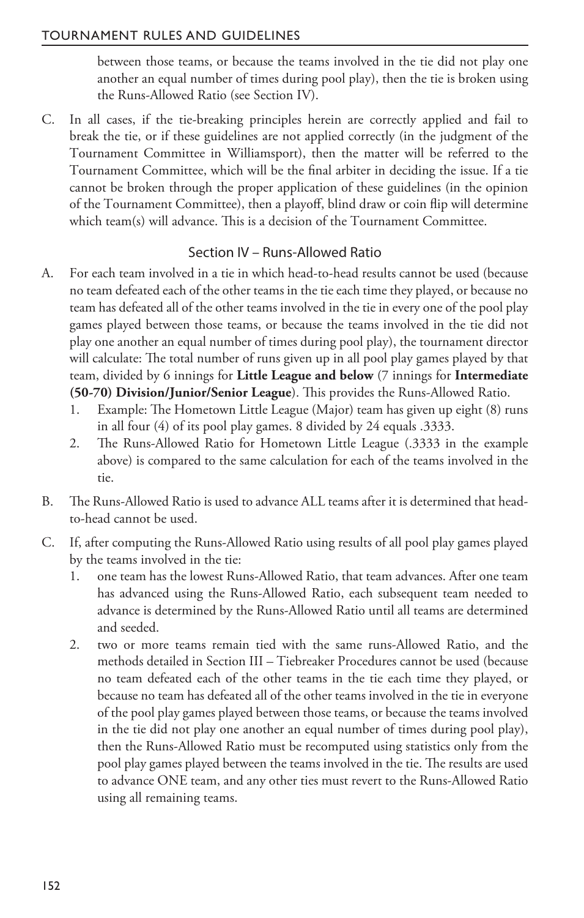between those teams, or because the teams involved in the tie did not play one another an equal number of times during pool play), then the tie is broken using the Runs-Allowed Ratio (see Section IV).

C. In all cases, if the tie-breaking principles herein are correctly applied and fail to break the tie, or if these guidelines are not applied correctly (in the judgment of the Tournament Committee in Williamsport), then the matter will be referred to the Tournament Committee, which will be the final arbiter in deciding the issue. If a tie cannot be broken through the proper application of these guidelines (in the opinion of the Tournament Committee), then a playoff, blind draw or coin flip will determine which team(s) will advance. This is a decision of the Tournament Committee.

## Section IV – Runs-Allowed Ratio

A. For each team involved in a tie in which head-to-head results cannot be used (because no team defeated each of the other teams in the tie each time they played, or because no team has defeated all of the other teams involved in the tie in every one of the pool play games played between those teams, or because the teams involved in the tie did not play one another an equal number of times during pool play), the tournament director will calculate: The total number of runs given up in all pool play games played by that team, divided by 6 innings for **Little League and below** (7 innings for **Intermediate (50-70) Division/Junior/Senior League**). This provides the Runs-Allowed Ratio.
   1. Example: The Hometown Little League (Major) team has given up eight (8) runs in all four (4) of its pool play games. 8 divided by 24 equals .3333.
   2. The Runs-Allowed Ratio for Hometown Little League (.3333 in the example above) is compared to the same calculation for each of the teams involved in the tie.

B. The Runs-Allowed Ratio is used to advance ALL teams after it is determined that head-to-head cannot be used.

C. If, after computing the Runs-Allowed Ratio using results of all pool play games played by the teams involved in the tie:
   1. one team has the lowest Runs-Allowed Ratio, that team advances. After one team has advanced using the Runs-Allowed Ratio, each subsequent team needed to advance is determined by the Runs-Allowed Ratio until all teams are determined and seeded.
   2. two or more teams remain tied with the same runs-Allowed Ratio, and the methods detailed in Section III – Tiebreaker Procedures cannot be used (because no team defeated each of the other teams in the tie each time they played, or because no team has defeated all of the other teams involved in the tie in everyone of the pool play games played between those teams, or because the teams involved in the tie did not play one another an equal number of times during pool play), then the Runs-Allowed Ratio must be recomputed using statistics only from the pool play games played between the teams involved in the tie. The results are used to advance ONE team, and any other ties must revert to the Runs-Allowed Ratio using all remaining teams.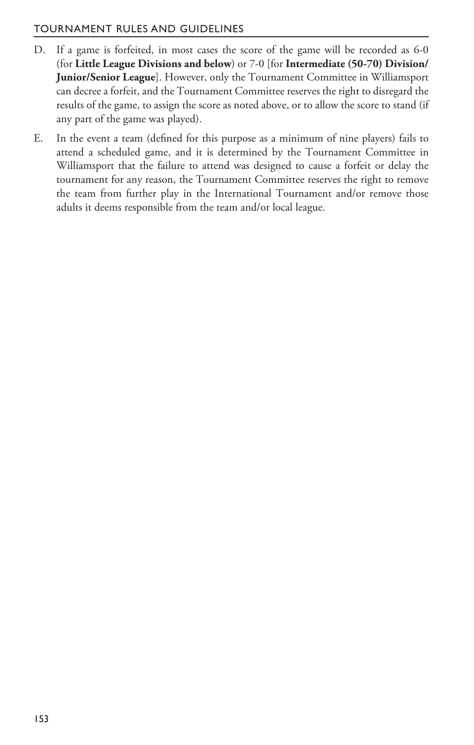D. If a game is forfeited, in most cases the score of the game will be recorded as 6-0 (for **Little League Divisions and below**) or 7-0 [for **Intermediate (50-70) Division/ Junior/Senior League**]. However, only the Tournament Committee in Williamsport can decree a forfeit, and the Tournament Committee reserves the right to disregard the results of the game, to assign the score as noted above, or to allow the score to stand (if any part of the game was played).

E. In the event a team (defined for this purpose as a minimum of nine players) fails to attend a scheduled game, and it is determined by the Tournament Committee in Williamsport that the failure to attend was designed to cause a forfeit or delay the tournament for any reason, the Tournament Committee reserves the right to remove the team from further play in the International Tournament and/or remove those adults it deems responsible from the team and/or local league.